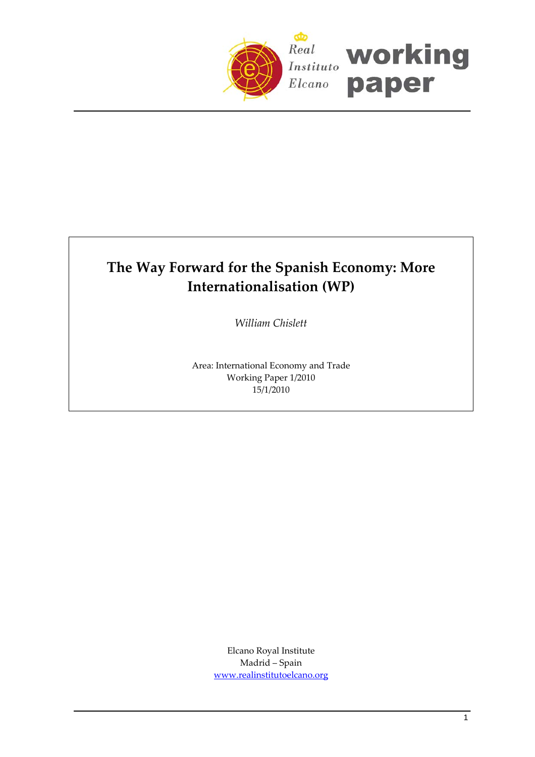Real Instituto Elcano **working paper**

# The Way Forward for the Spanish Economy: More Internationalisation (WP)

*William Chislett*

Area: International Economy and Trade
Working Paper 1/2010
15/1/2010

Elcano Royal Institute
Madrid – Spain
www.realinstitutoelcano.org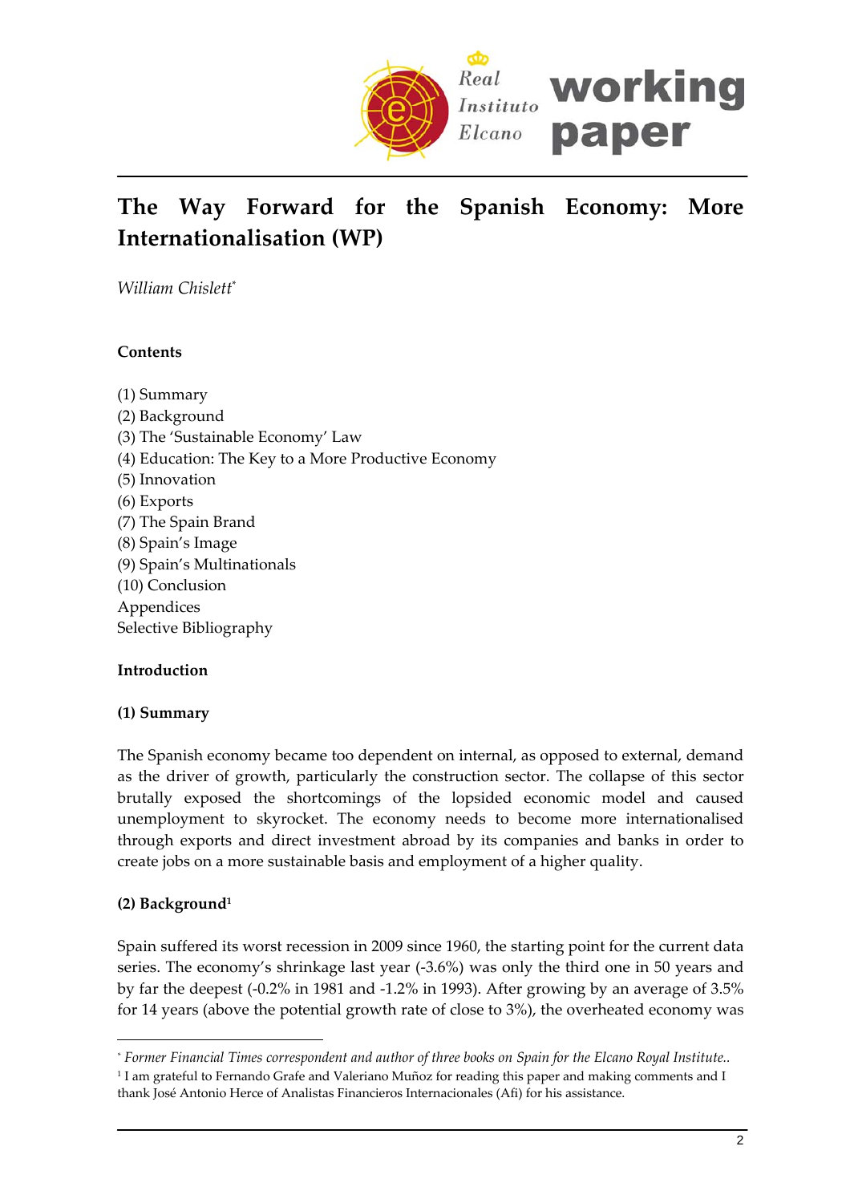# The Way Forward for the Spanish Economy: More Internationalisation (WP)

*William Chislett*[*]

**Contents**

(1) Summary
(2) Background
(3) The 'Sustainable Economy' Law
(4) Education: The Key to a More Productive Economy
(5) Innovation
(6) Exports
(7) The Spain Brand
(8) Spain's Image
(9) Spain's Multinationals
(10) Conclusion
Appendices
Selective Bibliography

**Introduction**

**(1) Summary**

The Spanish economy became too dependent on internal, as opposed to external, demand as the driver of growth, particularly the construction sector. The collapse of this sector brutally exposed the shortcomings of the lopsided economic model and caused unemployment to skyrocket. The economy needs to become more internationalised through exports and direct investment abroad by its companies and banks in order to create jobs on a more sustainable basis and employment of a higher quality.

**(2) Background**[1]

Spain suffered its worst recession in 2009 since 1960, the starting point for the current data series. The economy's shrinkage last year (-3.6%) was only the third one in 50 years and by far the deepest (-0.2% in 1981 and -1.2% in 1993). After growing by an average of 3.5% for 14 years (above the potential growth rate of close to 3%), the overheated economy was

---

[*] *Former Financial Times correspondent and author of three books on Spain for the Elcano Royal Institute..*

[1] I am grateful to Fernando Grafe and Valeriano Muñoz for reading this paper and making comments and I thank José Antonio Herce of Analistas Financieros Internacionales (Afi) for his assistance.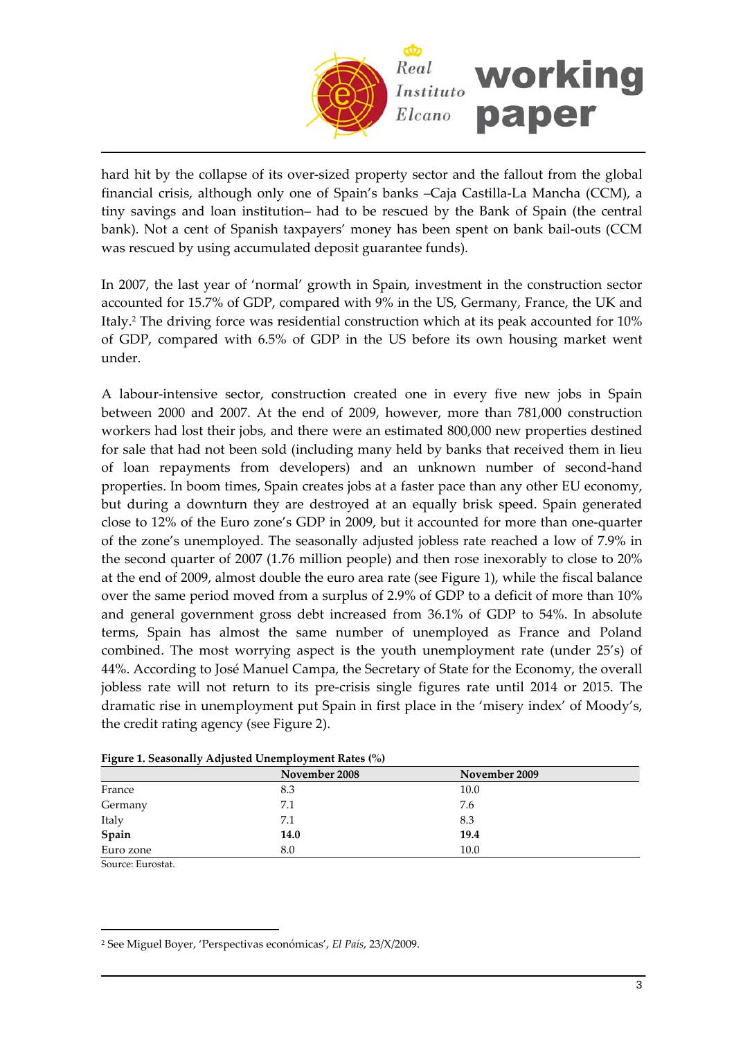hard hit by the collapse of its over-sized property sector and the fallout from the global financial crisis, although only one of Spain's banks –Caja Castilla-La Mancha (CCM), a tiny savings and loan institution– had to be rescued by the Bank of Spain (the central bank). Not a cent of Spanish taxpayers' money has been spent on bank bail-outs (CCM was rescued by using accumulated deposit guarantee funds).

In 2007, the last year of 'normal' growth in Spain, investment in the construction sector accounted for 15.7% of GDP, compared with 9% in the US, Germany, France, the UK and Italy.[2] The driving force was residential construction which at its peak accounted for 10% of GDP, compared with 6.5% of GDP in the US before its own housing market went under.

A labour-intensive sector, construction created one in every five new jobs in Spain between 2000 and 2007. At the end of 2009, however, more than 781,000 construction workers had lost their jobs, and there were an estimated 800,000 new properties destined for sale that had not been sold (including many held by banks that received them in lieu of loan repayments from developers) and an unknown number of second-hand properties. In boom times, Spain creates jobs at a faster pace than any other EU economy, but during a downturn they are destroyed at an equally brisk speed. Spain generated close to 12% of the Euro zone's GDP in 2009, but it accounted for more than one-quarter of the zone's unemployed. The seasonally adjusted jobless rate reached a low of 7.9% in the second quarter of 2007 (1.76 million people) and then rose inexorably to close to 20% at the end of 2009, almost double the euro area rate (see Figure 1), while the fiscal balance over the same period moved from a surplus of 2.9% of GDP to a deficit of more than 10% and general government gross debt increased from 36.1% of GDP to 54%. In absolute terms, Spain has almost the same number of unemployed as France and Poland combined. The most worrying aspect is the youth unemployment rate (under 25's) of 44%. According to José Manuel Campa, the Secretary of State for the Economy, the overall jobless rate will not return to its pre-crisis single figures rate until 2014 or 2015. The dramatic rise in unemployment put Spain in first place in the 'misery index' of Moody's, the credit rating agency (see Figure 2).

**Figure 1. Seasonally Adjusted Unemployment Rates (%)**

| | November 2008 | November 2009 |
|---|---|---|
| France | 8.3 | 10.0 |
| Germany | 7.1 | 7.6 |
| Italy | 7.1 | 8.3 |
| **Spain** | **14.0** | **19.4** |
| Euro zone | 8.0 | 10.0 |

Source: Eurostat.

[2] See Miguel Boyer, 'Perspectivas económicas', *El País*, 23/X/2009.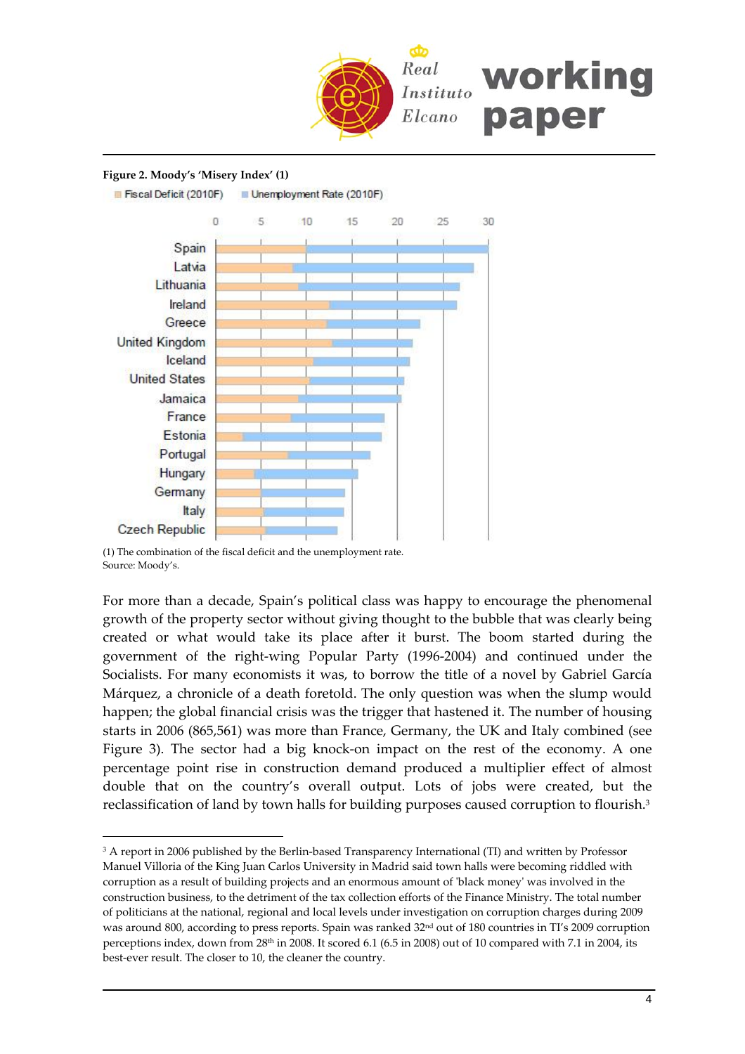**Figure 2. Moody's 'Misery Index' (1)**

(1) The combination of the fiscal deficit and the unemployment rate.
Source: Moody's.

For more than a decade, Spain's political class was happy to encourage the phenomenal growth of the property sector without giving thought to the bubble that was clearly being created or what would take its place after it burst. The boom started during the government of the right-wing Popular Party (1996-2004) and continued under the Socialists. For many economists it was, to borrow the title of a novel by Gabriel García Márquez, a chronicle of a death foretold. The only question was when the slump would happen; the global financial crisis was the trigger that hastened it. The number of housing starts in 2006 (865,561) was more than France, Germany, the UK and Italy combined (see Figure 3). The sector had a big knock-on impact on the rest of the economy. A one percentage point rise in construction demand produced a multiplier effect of almost double that on the country's overall output. Lots of jobs were created, but the reclassification of land by town halls for building purposes caused corruption to flourish.[3]

---

[3] A report in 2006 published by the Berlin-based Transparency International (TI) and written by Professor Manuel Villoria of the King Juan Carlos University in Madrid said town halls were becoming riddled with corruption as a result of building projects and an enormous amount of 'black money' was involved in the construction business, to the detriment of the tax collection efforts of the Finance Ministry. The total number of politicians at the national, regional and local levels under investigation on corruption charges during 2009 was around 800, according to press reports. Spain was ranked 32nd out of 180 countries in TI's 2009 corruption perceptions index, down from 28th in 2008. It scored 6.1 (6.5 in 2008) out of 10 compared with 7.1 in 2004, its best-ever result. The closer to 10, the cleaner the country.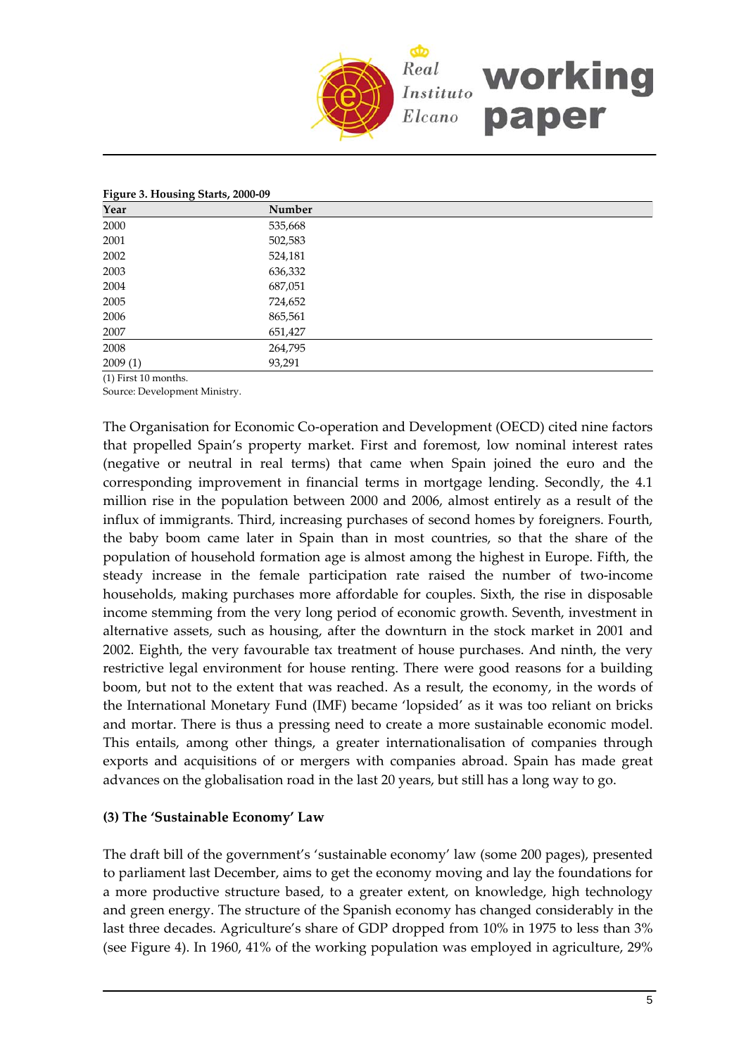**Figure 3. Housing Starts, 2000-09**

| Year | Number |
| --- | --- |
| 2000 | 535,668 |
| 2001 | 502,583 |
| 2002 | 524,181 |
| 2003 | 636,332 |
| 2004 | 687,051 |
| 2005 | 724,652 |
| 2006 | 865,561 |
| 2007 | 651,427 |
| 2008 | 264,795 |
| 2009 (1) | 93,291 |

(1) First 10 months.
Source: Development Ministry.

The Organisation for Economic Co-operation and Development (OECD) cited nine factors that propelled Spain's property market. First and foremost, low nominal interest rates (negative or neutral in real terms) that came when Spain joined the euro and the corresponding improvement in financial terms in mortgage lending. Secondly, the 4.1 million rise in the population between 2000 and 2006, almost entirely as a result of the influx of immigrants. Third, increasing purchases of second homes by foreigners. Fourth, the baby boom came later in Spain than in most countries, so that the share of the population of household formation age is almost among the highest in Europe. Fifth, the steady increase in the female participation rate raised the number of two-income households, making purchases more affordable for couples. Sixth, the rise in disposable income stemming from the very long period of economic growth. Seventh, investment in alternative assets, such as housing, after the downturn in the stock market in 2001 and 2002. Eighth, the very favourable tax treatment of house purchases. And ninth, the very restrictive legal environment for house renting. There were good reasons for a building boom, but not to the extent that was reached. As a result, the economy, in the words of the International Monetary Fund (IMF) became 'lopsided' as it was too reliant on bricks and mortar. There is thus a pressing need to create a more sustainable economic model. This entails, among other things, a greater internationalisation of companies through exports and acquisitions of or mergers with companies abroad. Spain has made great advances on the globalisation road in the last 20 years, but still has a long way to go.

### (3) The 'Sustainable Economy' Law

The draft bill of the government's 'sustainable economy' law (some 200 pages), presented to parliament last December, aims to get the economy moving and lay the foundations for a more productive structure based, to a greater extent, on knowledge, high technology and green energy. The structure of the Spanish economy has changed considerably in the last three decades. Agriculture's share of GDP dropped from 10% in 1975 to less than 3% (see Figure 4). In 1960, 41% of the working population was employed in agriculture, 29%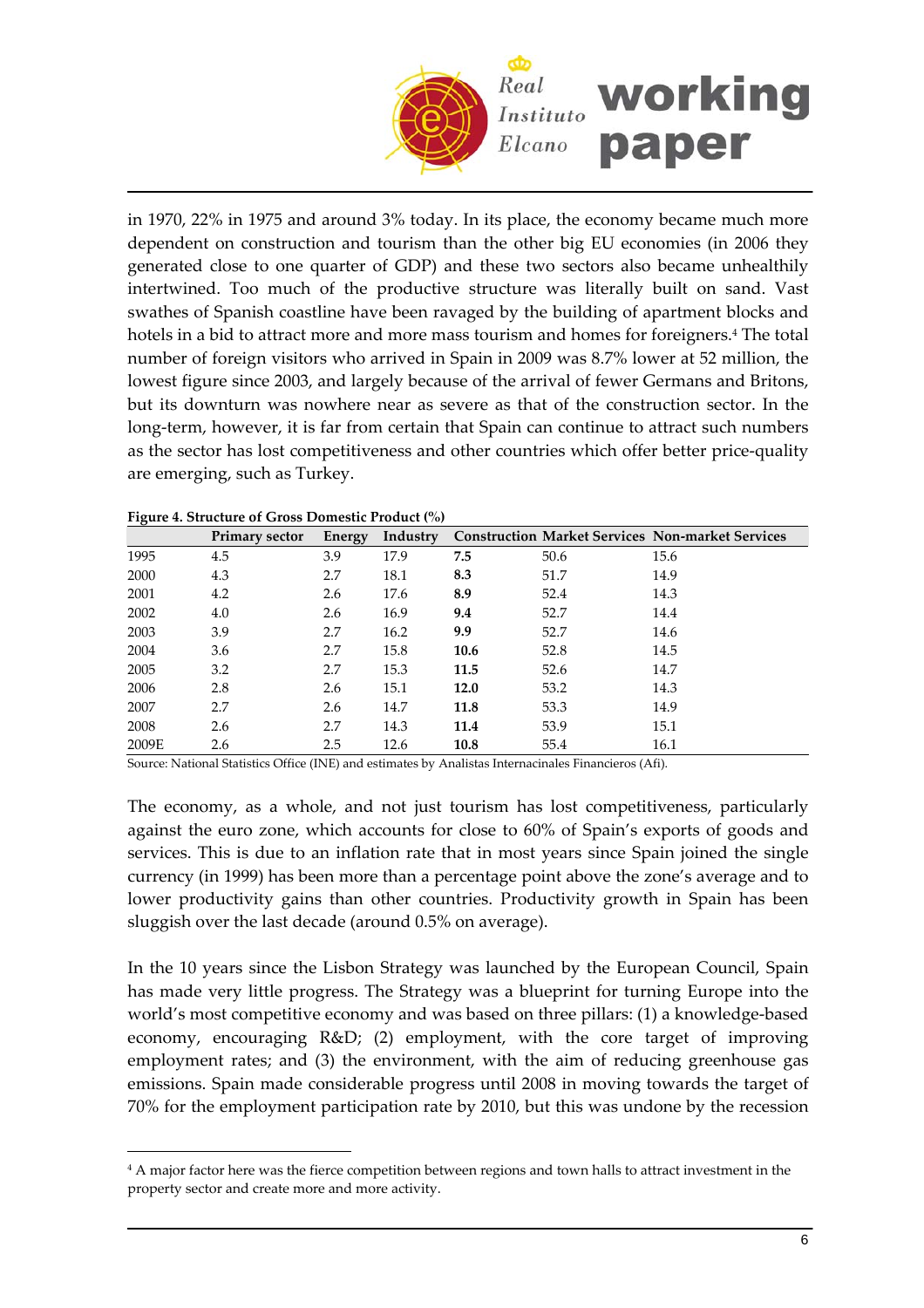in 1970, 22% in 1975 and around 3% today. In its place, the economy became much more dependent on construction and tourism than the other big EU economies (in 2006 they generated close to one quarter of GDP) and these two sectors also became unhealthily intertwined. Too much of the productive structure was literally built on sand. Vast swathes of Spanish coastline have been ravaged by the building of apartment blocks and hotels in a bid to attract more and more mass tourism and homes for foreigners.[4] The total number of foreign visitors who arrived in Spain in 2009 was 8.7% lower at 52 million, the lowest figure since 2003, and largely because of the arrival of fewer Germans and Britons, but its downturn was nowhere near as severe as that of the construction sector. In the long-term, however, it is far from certain that Spain can continue to attract such numbers as the sector has lost competitiveness and other countries which offer better price-quality are emerging, such as Turkey.

**Figure 4. Structure of Gross Domestic Product (%)**

| | Primary sector | Energy | Industry | Construction | Market Services | Non-market Services |
|---|---|---|---|---|---|---|
| 1995 | 4.5 | 3.9 | 17.9 | **7.5** | 50.6 | 15.6 |
| 2000 | 4.3 | 2.7 | 18.1 | **8.3** | 51.7 | 14.9 |
| 2001 | 4.2 | 2.6 | 17.6 | **8.9** | 52.4 | 14.3 |
| 2002 | 4.0 | 2.6 | 16.9 | **9.4** | 52.7 | 14.4 |
| 2003 | 3.9 | 2.7 | 16.2 | **9.9** | 52.7 | 14.6 |
| 2004 | 3.6 | 2.7 | 15.8 | **10.6** | 52.8 | 14.5 |
| 2005 | 3.2 | 2.7 | 15.3 | **11.5** | 52.6 | 14.7 |
| 2006 | 2.8 | 2.6 | 15.1 | **12.0** | 53.2 | 14.3 |
| 2007 | 2.7 | 2.6 | 14.7 | **11.8** | 53.3 | 14.9 |
| 2008 | 2.6 | 2.7 | 14.3 | **11.4** | 53.9 | 15.1 |
| 2009E | 2.6 | 2.5 | 12.6 | **10.8** | 55.4 | 16.1 |

Source: National Statistics Office (INE) and estimates by Analistas Internacinales Financieros (Afi).

The economy, as a whole, and not just tourism has lost competitiveness, particularly against the euro zone, which accounts for close to 60% of Spain's exports of goods and services. This is due to an inflation rate that in most years since Spain joined the single currency (in 1999) has been more than a percentage point above the zone's average and to lower productivity gains than other countries. Productivity growth in Spain has been sluggish over the last decade (around 0.5% on average).

In the 10 years since the Lisbon Strategy was launched by the European Council, Spain has made very little progress. The Strategy was a blueprint for turning Europe into the world's most competitive economy and was based on three pillars: (1) a knowledge-based economy, encouraging R&D; (2) employment, with the core target of improving employment rates; and (3) the environment, with the aim of reducing greenhouse gas emissions. Spain made considerable progress until 2008 in moving towards the target of 70% for the employment participation rate by 2010, but this was undone by the recession

[4] A major factor here was the fierce competition between regions and town halls to attract investment in the property sector and create more and more activity.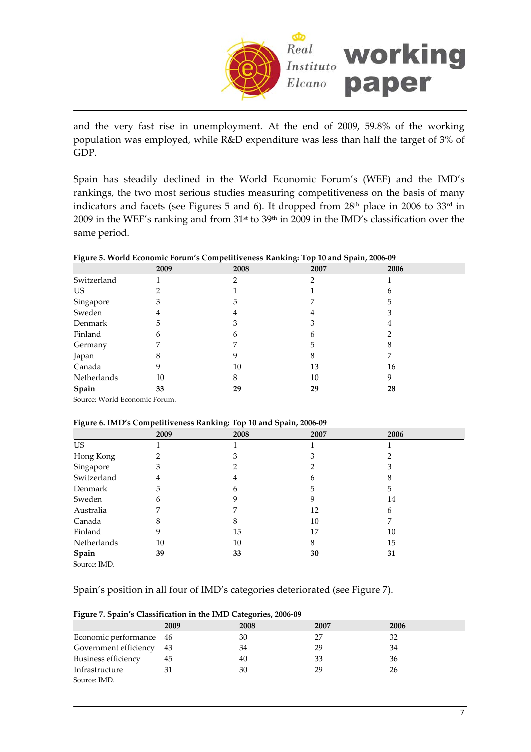and the very fast rise in unemployment. At the end of 2009, 59.8% of the working population was employed, while R&D expenditure was less than half the target of 3% of GDP.

Spain has steadily declined in the World Economic Forum's (WEF) and the IMD's rankings, the two most serious studies measuring competitiveness on the basis of many indicators and facets (see Figures 5 and 6). It dropped from 28th place in 2006 to 33rd in 2009 in the WEF's ranking and from 31st to 39th in 2009 in the IMD's classification over the same period.

**Figure 5. World Economic Forum's Competitiveness Ranking: Top 10 and Spain, 2006-09**

| | 2009 | 2008 | 2007 | 2006 |
|---|---|---|---|---|
| Switzerland | 1 | 2 | 2 | 1 |
| US | 2 | 1 | 1 | 6 |
| Singapore | 3 | 5 | 7 | 5 |
| Sweden | 4 | 4 | 4 | 3 |
| Denmark | 5 | 3 | 3 | 4 |
| Finland | 6 | 6 | 6 | 2 |
| Germany | 7 | 7 | 5 | 8 |
| Japan | 8 | 9 | 8 | 7 |
| Canada | 9 | 10 | 13 | 16 |
| Netherlands | 10 | 8 | 10 | 9 |
| **Spain** | **33** | **29** | **29** | **28** |

Source: World Economic Forum.

**Figure 6. IMD's Competitiveness Ranking: Top 10 and Spain, 2006-09**

| | 2009 | 2008 | 2007 | 2006 |
|---|---|---|---|---|
| US | 1 | 1 | 1 | 1 |
| Hong Kong | 2 | 3 | 3 | 2 |
| Singapore | 3 | 2 | 2 | 3 |
| Switzerland | 4 | 4 | 6 | 8 |
| Denmark | 5 | 6 | 5 | 5 |
| Sweden | 6 | 9 | 9 | 14 |
| Australia | 7 | 7 | 12 | 6 |
| Canada | 8 | 8 | 10 | 7 |
| Finland | 9 | 15 | 17 | 10 |
| Netherlands | 10 | 10 | 8 | 15 |
| **Spain** | **39** | **33** | **30** | **31** |

Source: IMD.

Spain's position in all four of IMD's categories deteriorated (see Figure 7).

**Figure 7. Spain's Classification in the IMD Categories, 2006-09**

| | 2009 | 2008 | 2007 | 2006 |
|---|---|---|---|---|
| Economic performance | 46 | 30 | 27 | 32 |
| Government efficiency | 43 | 34 | 29 | 34 |
| Business efficiency | 45 | 40 | 33 | 36 |
| Infrastructure | 31 | 30 | 29 | 26 |

Source: IMD.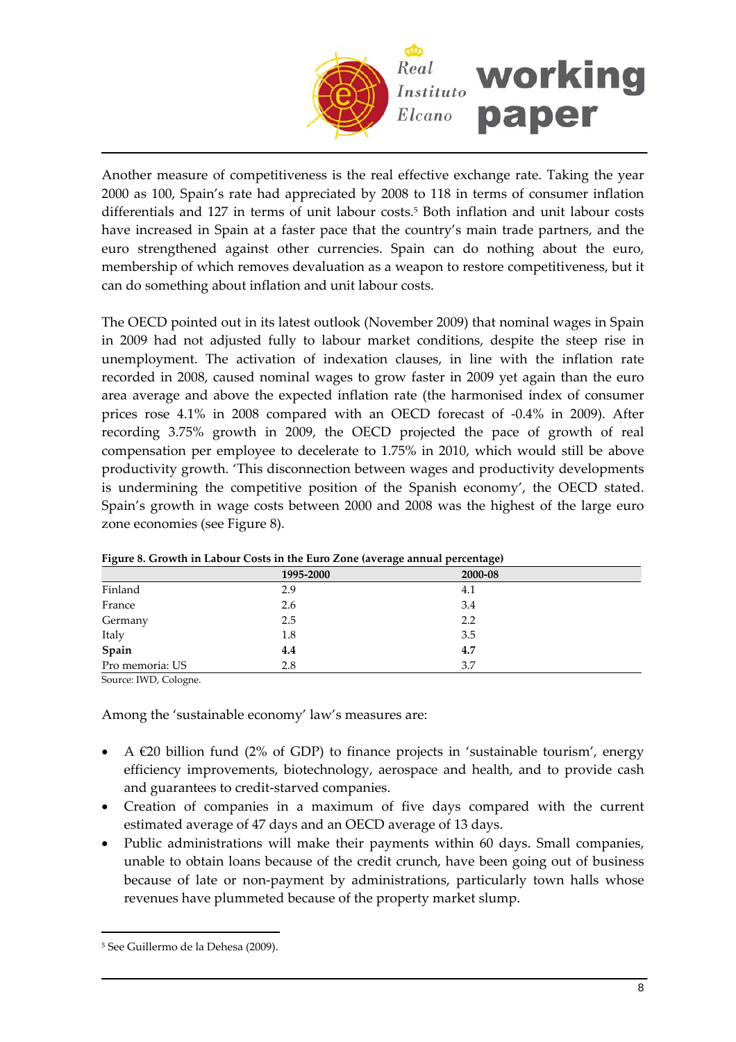Another measure of competitiveness is the real effective exchange rate. Taking the year 2000 as 100, Spain's rate had appreciated by 2008 to 118 in terms of consumer inflation differentials and 127 in terms of unit labour costs.[5] Both inflation and unit labour costs have increased in Spain at a faster pace that the country's main trade partners, and the euro strengthened against other currencies. Spain can do nothing about the euro, membership of which removes devaluation as a weapon to restore competitiveness, but it can do something about inflation and unit labour costs.

The OECD pointed out in its latest outlook (November 2009) that nominal wages in Spain in 2009 had not adjusted fully to labour market conditions, despite the steep rise in unemployment. The activation of indexation clauses, in line with the inflation rate recorded in 2008, caused nominal wages to grow faster in 2009 yet again than the euro area average and above the expected inflation rate (the harmonised index of consumer prices rose 4.1% in 2008 compared with an OECD forecast of -0.4% in 2009). After recording 3.75% growth in 2009, the OECD projected the pace of growth of real compensation per employee to decelerate to 1.75% in 2010, which would still be above productivity growth. 'This disconnection between wages and productivity developments is undermining the competitive position of the Spanish economy', the OECD stated. Spain's growth in wage costs between 2000 and 2008 was the highest of the large euro zone economies (see Figure 8).

**Figure 8. Growth in Labour Costs in the Euro Zone (average annual percentage)**

| | 1995-2000 | 2000-08 |
|---|---|---|
| Finland | 2.9 | 4.1 |
| France | 2.6 | 3.4 |
| Germany | 2.5 | 2.2 |
| Italy | 1.8 | 3.5 |
| **Spain** | **4.4** | **4.7** |
| Pro memoria: US | 2.8 | 3.7 |

Source: IWD, Cologne.

Among the 'sustainable economy' law's measures are:

- A €20 billion fund (2% of GDP) to finance projects in 'sustainable tourism', energy efficiency improvements, biotechnology, aerospace and health, and to provide cash and guarantees to credit-starved companies.
- Creation of companies in a maximum of five days compared with the current estimated average of 47 days and an OECD average of 13 days.
- Public administrations will make their payments within 60 days. Small companies, unable to obtain loans because of the credit crunch, have been going out of business because of late or non-payment by administrations, particularly town halls whose revenues have plummeted because of the property market slump.

[5] See Guillermo de la Dehesa (2009).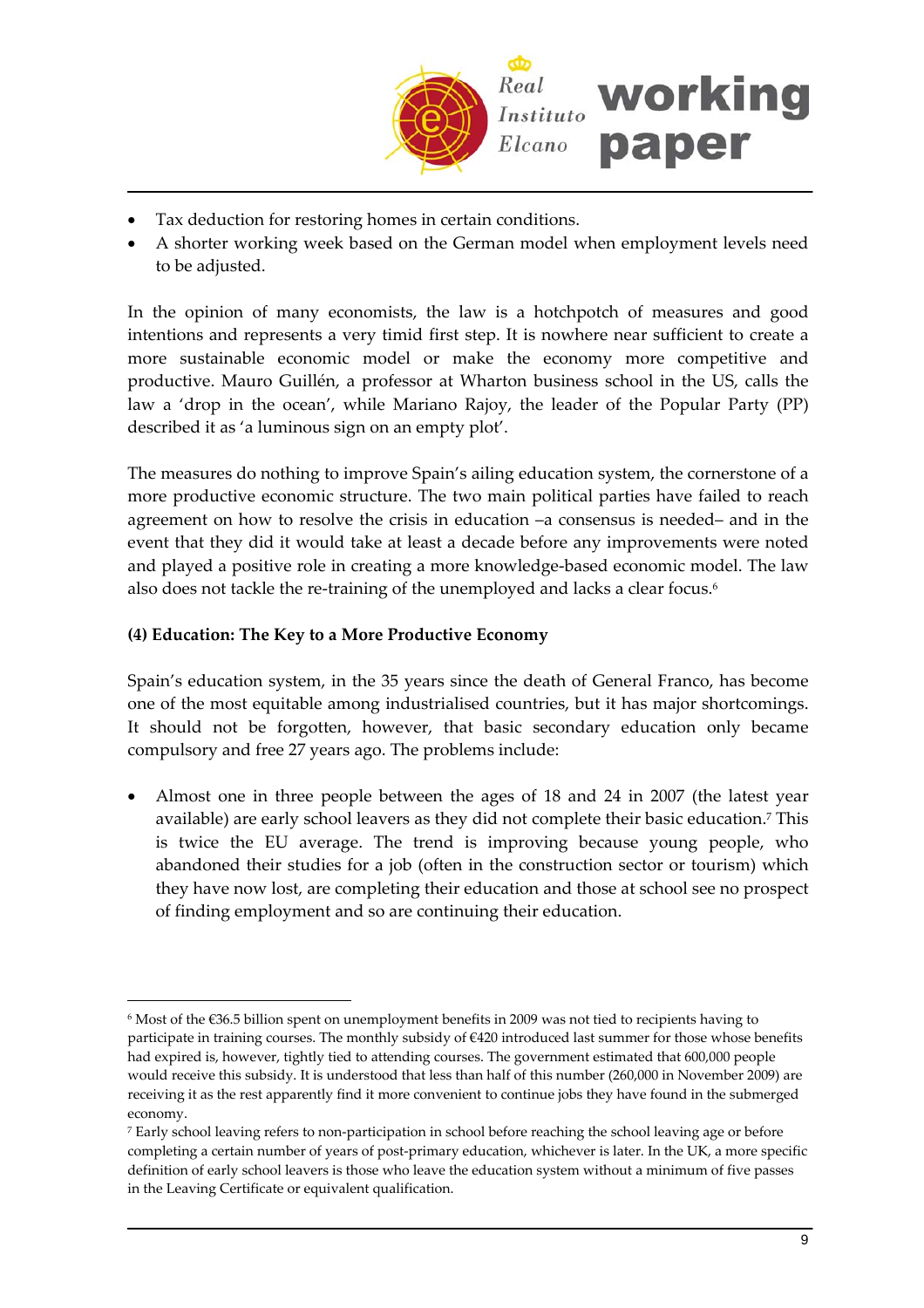- Tax deduction for restoring homes in certain conditions.
- A shorter working week based on the German model when employment levels need to be adjusted.

In the opinion of many economists, the law is a hotchpotch of measures and good intentions and represents a very timid first step. It is nowhere near sufficient to create a more sustainable economic model or make the economy more competitive and productive. Mauro Guillén, a professor at Wharton business school in the US, calls the law a 'drop in the ocean', while Mariano Rajoy, the leader of the Popular Party (PP) described it as 'a luminous sign on an empty plot'.

The measures do nothing to improve Spain's ailing education system, the cornerstone of a more productive economic structure. The two main political parties have failed to reach agreement on how to resolve the crisis in education –a consensus is needed– and in the event that they did it would take at least a decade before any improvements were noted and played a positive role in creating a more knowledge-based economic model. The law also does not tackle the re-training of the unemployed and lacks a clear focus.[6]

**(4) Education: The Key to a More Productive Economy**

Spain's education system, in the 35 years since the death of General Franco, has become one of the most equitable among industrialised countries, but it has major shortcomings. It should not be forgotten, however, that basic secondary education only became compulsory and free 27 years ago. The problems include:

- Almost one in three people between the ages of 18 and 24 in 2007 (the latest year available) are early school leavers as they did not complete their basic education.[7] This is twice the EU average. The trend is improving because young people, who abandoned their studies for a job (often in the construction sector or tourism) which they have now lost, are completing their education and those at school see no prospect of finding employment and so are continuing their education.

---

[6] Most of the €36.5 billion spent on unemployment benefits in 2009 was not tied to recipients having to participate in training courses. The monthly subsidy of €420 introduced last summer for those whose benefits had expired is, however, tightly tied to attending courses. The government estimated that 600,000 people would receive this subsidy. It is understood that less than half of this number (260,000 in November 2009) are receiving it as the rest apparently find it more convenient to continue jobs they have found in the submerged economy.

[7] Early school leaving refers to non-participation in school before reaching the school leaving age or before completing a certain number of years of post-primary education, whichever is later. In the UK, a more specific definition of early school leavers is those who leave the education system without a minimum of five passes in the Leaving Certificate or equivalent qualification.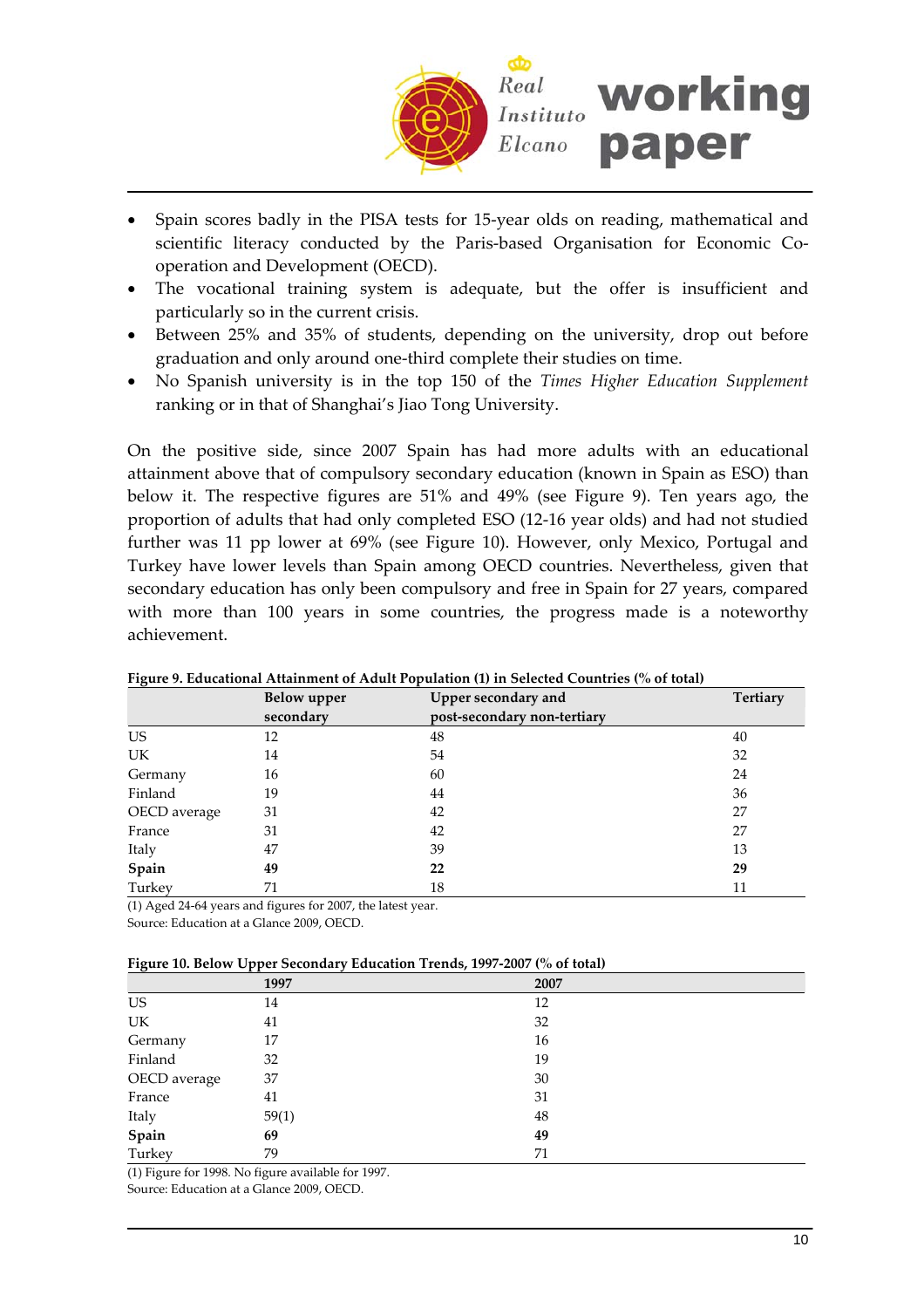- Spain scores badly in the PISA tests for 15-year olds on reading, mathematical and scientific literacy conducted by the Paris-based Organisation for Economic Co-operation and Development (OECD).
- The vocational training system is adequate, but the offer is insufficient and particularly so in the current crisis.
- Between 25% and 35% of students, depending on the university, drop out before graduation and only around one-third complete their studies on time.
- No Spanish university is in the top 150 of the *Times Higher Education Supplement* ranking or in that of Shanghai's Jiao Tong University.

On the positive side, since 2007 Spain has had more adults with an educational attainment above that of compulsory secondary education (known in Spain as ESO) than below it. The respective figures are 51% and 49% (see Figure 9). Ten years ago, the proportion of adults that had only completed ESO (12-16 year olds) and had not studied further was 11 pp lower at 69% (see Figure 10). However, only Mexico, Portugal and Turkey have lower levels than Spain among OECD countries. Nevertheless, given that secondary education has only been compulsory and free in Spain for 27 years, compared with more than 100 years in some countries, the progress made is a noteworthy achievement.

**Figure 9. Educational Attainment of Adult Population (1) in Selected Countries (% of total)**

| | Below upper secondary | Upper secondary and post-secondary non-tertiary | Tertiary |
|---|---|---|---|
| US | 12 | 48 | 40 |
| UK | 14 | 54 | 32 |
| Germany | 16 | 60 | 24 |
| Finland | 19 | 44 | 36 |
| OECD average | 31 | 42 | 27 |
| France | 31 | 42 | 27 |
| Italy | 47 | 39 | 13 |
| **Spain** | **49** | **22** | **29** |
| Turkey | 71 | 18 | 11 |

(1) Aged 24-64 years and figures for 2007, the latest year.
Source: Education at a Glance 2009, OECD.

**Figure 10. Below Upper Secondary Education Trends, 1997-2007 (% of total)**

| | 1997 | 2007 |
|---|---|---|
| US | 14 | 12 |
| UK | 41 | 32 |
| Germany | 17 | 16 |
| Finland | 32 | 19 |
| OECD average | 37 | 30 |
| France | 41 | 31 |
| Italy | 59(1) | 48 |
| **Spain** | **69** | **49** |
| Turkey | 79 | 71 |

(1) Figure for 1998. No figure available for 1997.
Source: Education at a Glance 2009, OECD.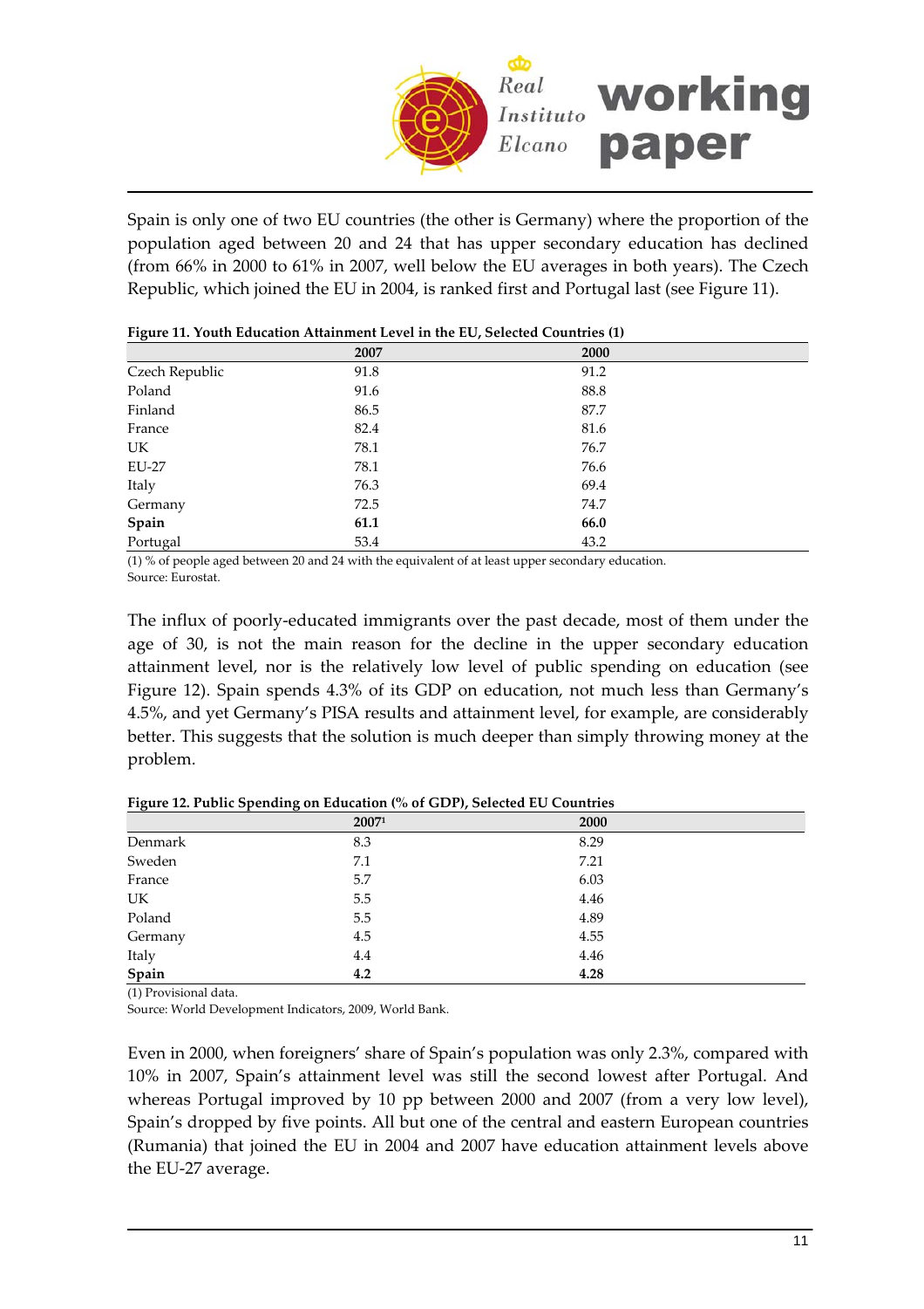Spain is only one of two EU countries (the other is Germany) where the proportion of the population aged between 20 and 24 that has upper secondary education has declined (from 66% in 2000 to 61% in 2007, well below the EU averages in both years). The Czech Republic, which joined the EU in 2004, is ranked first and Portugal last (see Figure 11).

**Figure 11. Youth Education Attainment Level in the EU, Selected Countries (1)**

| | 2007 | 2000 |
|---|---|---|
| Czech Republic | 91.8 | 91.2 |
| Poland | 91.6 | 88.8 |
| Finland | 86.5 | 87.7 |
| France | 82.4 | 81.6 |
| UK | 78.1 | 76.7 |
| EU-27 | 78.1 | 76.6 |
| Italy | 76.3 | 69.4 |
| Germany | 72.5 | 74.7 |
| **Spain** | **61.1** | **66.0** |
| Portugal | 53.4 | 43.2 |

(1) % of people aged between 20 and 24 with the equivalent of at least upper secondary education.
Source: Eurostat.

The influx of poorly-educated immigrants over the past decade, most of them under the age of 30, is not the main reason for the decline in the upper secondary education attainment level, nor is the relatively low level of public spending on education (see Figure 12). Spain spends 4.3% of its GDP on education, not much less than Germany's 4.5%, and yet Germany's PISA results and attainment level, for example, are considerably better. This suggests that the solution is much deeper than simply throwing money at the problem.

**Figure 12. Public Spending on Education (% of GDP), Selected EU Countries**

| | 2007[1] | 2000 |
|---|---|---|
| Denmark | 8.3 | 8.29 |
| Sweden | 7.1 | 7.21 |
| France | 5.7 | 6.03 |
| UK | 5.5 | 4.46 |
| Poland | 5.5 | 4.89 |
| Germany | 4.5 | 4.55 |
| Italy | 4.4 | 4.46 |
| **Spain** | **4.2** | **4.28** |

(1) Provisional data.
Source: World Development Indicators, 2009, World Bank.

Even in 2000, when foreigners' share of Spain's population was only 2.3%, compared with 10% in 2007, Spain's attainment level was still the second lowest after Portugal. And whereas Portugal improved by 10 pp between 2000 and 2007 (from a very low level), Spain's dropped by five points. All but one of the central and eastern European countries (Rumania) that joined the EU in 2004 and 2007 have education attainment levels above the EU-27 average.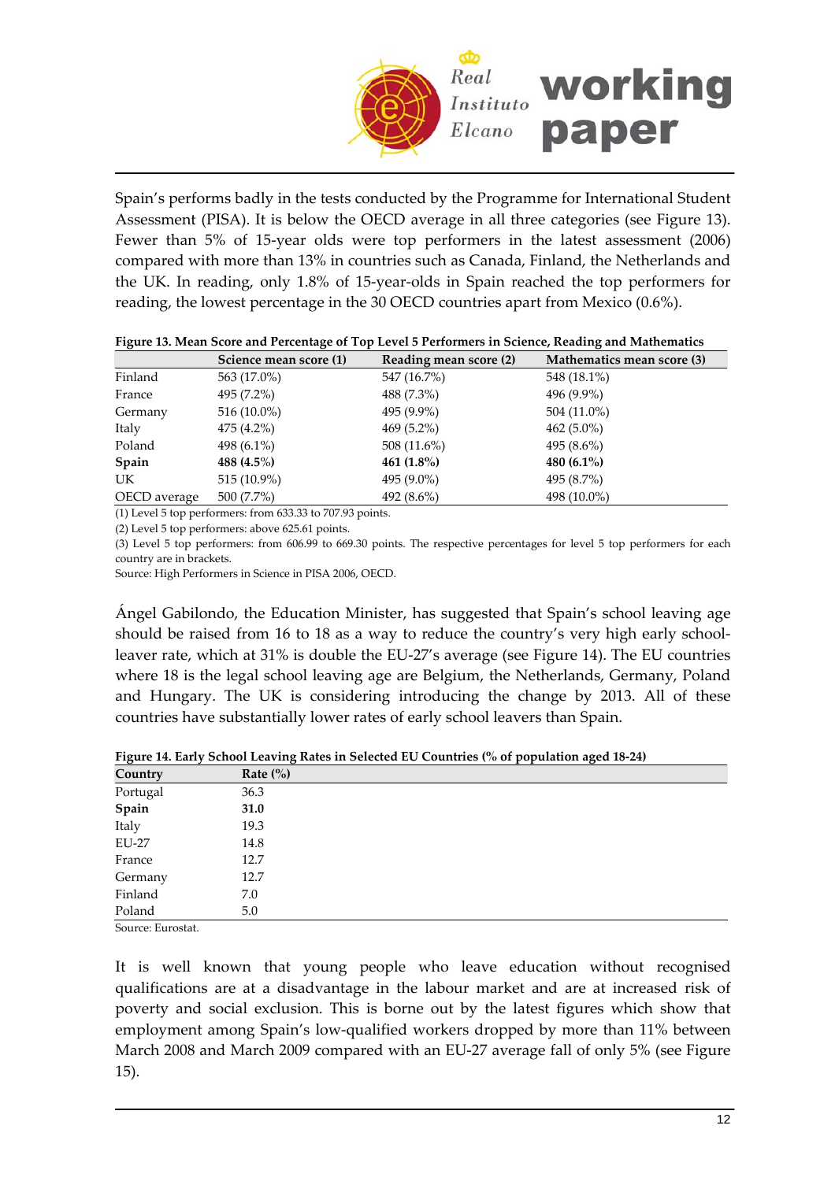Spain's performs badly in the tests conducted by the Programme for International Student Assessment (PISA). It is below the OECD average in all three categories (see Figure 13). Fewer than 5% of 15-year olds were top performers in the latest assessment (2006) compared with more than 13% in countries such as Canada, Finland, the Netherlands and the UK. In reading, only 1.8% of 15-year-olds in Spain reached the top performers for reading, the lowest percentage in the 30 OECD countries apart from Mexico (0.6%).

**Figure 13. Mean Score and Percentage of Top Level 5 Performers in Science, Reading and Mathematics**

| | Science mean score (1) | Reading mean score (2) | Mathematics mean score (3) |
|---|---|---|---|
| Finland | 563 (17.0%) | 547 (16.7%) | 548 (18.1%) |
| France | 495 (7.2%) | 488 (7.3%) | 496 (9.9%) |
| Germany | 516 (10.0%) | 495 (9.9%) | 504 (11.0%) |
| Italy | 475 (4.2%) | 469 (5.2%) | 462 (5.0%) |
| Poland | 498 (6.1%) | 508 (11.6%) | 495 (8.6%) |
| **Spain** | **488 (4.5%)** | **461 (1.8%)** | **480 (6.1%)** |
| UK | 515 (10.9%) | 495 (9.0%) | 495 (8.7%) |
| OECD average | 500 (7.7%) | 492 (8.6%) | 498 (10.0%) |

(1) Level 5 top performers: from 633.33 to 707.93 points.
(2) Level 5 top performers: above 625.61 points.
(3) Level 5 top performers: from 606.99 to 669.30 points. The respective percentages for level 5 top performers for each country are in brackets.
Source: High Performers in Science in PISA 2006, OECD.

Ángel Gabilondo, the Education Minister, has suggested that Spain's school leaving age should be raised from 16 to 18 as a way to reduce the country's very high early school-leaver rate, which at 31% is double the EU-27's average (see Figure 14). The EU countries where 18 is the legal school leaving age are Belgium, the Netherlands, Germany, Poland and Hungary. The UK is considering introducing the change by 2013. All of these countries have substantially lower rates of early school leavers than Spain.

**Figure 14. Early School Leaving Rates in Selected EU Countries (% of population aged 18-24)**

| Country | Rate (%) |
|---|---|
| Portugal | 36.3 |
| **Spain** | **31.0** |
| Italy | 19.3 |
| EU-27 | 14.8 |
| France | 12.7 |
| Germany | 12.7 |
| Finland | 7.0 |
| Poland | 5.0 |

Source: Eurostat.

It is well known that young people who leave education without recognised qualifications are at a disadvantage in the labour market and are at increased risk of poverty and social exclusion. This is borne out by the latest figures which show that employment among Spain's low-qualified workers dropped by more than 11% between March 2008 and March 2009 compared with an EU-27 average fall of only 5% (see Figure 15).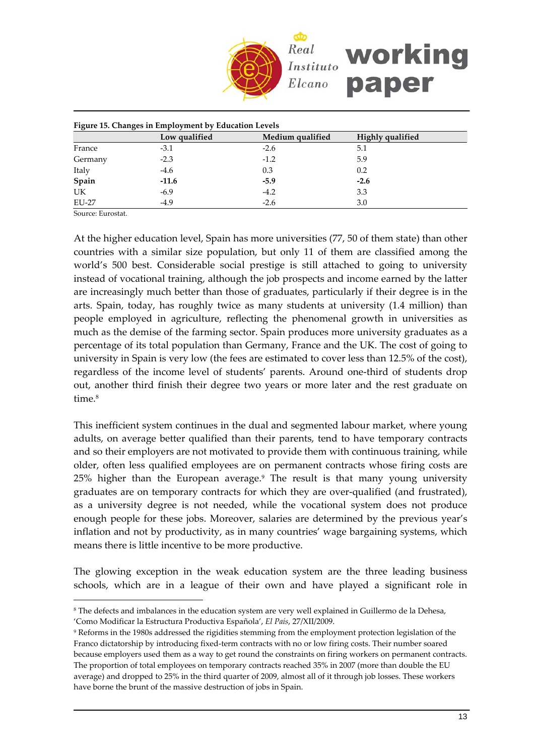**Figure 15. Changes in Employment by Education Levels**

| | Low qualified | Medium qualified | Highly qualified |
|---|---|---|---|
| France | -3.1 | -2.6 | 5.1 |
| Germany | -2.3 | -1.2 | 5.9 |
| Italy | -4.6 | 0.3 | 0.2 |
| **Spain** | **-11.6** | **-5.9** | **-2.6** |
| UK | -6.9 | -4.2 | 3.3 |
| EU-27 | -4.9 | -2.6 | 3.0 |

Source: Eurostat.

At the higher education level, Spain has more universities (77, 50 of them state) than other countries with a similar size population, but only 11 of them are classified among the world's 500 best. Considerable social prestige is still attached to going to university instead of vocational training, although the job prospects and income earned by the latter are increasingly much better than those of graduates, particularly if their degree is in the arts. Spain, today, has roughly twice as many students at university (1.4 million) than people employed in agriculture, reflecting the phenomenal growth in universities as much as the demise of the farming sector. Spain produces more university graduates as a percentage of its total population than Germany, France and the UK. The cost of going to university in Spain is very low (the fees are estimated to cover less than 12.5% of the cost), regardless of the income level of students' parents. Around one-third of students drop out, another third finish their degree two years or more later and the rest graduate on time.[8]

This inefficient system continues in the dual and segmented labour market, where young adults, on average better qualified than their parents, tend to have temporary contracts and so their employers are not motivated to provide them with continuous training, while older, often less qualified employees are on permanent contracts whose firing costs are 25% higher than the European average.[9] The result is that many young university graduates are on temporary contracts for which they are over-qualified (and frustrated), as a university degree is not needed, while the vocational system does not produce enough people for these jobs. Moreover, salaries are determined by the previous year's inflation and not by productivity, as in many countries' wage bargaining systems, which means there is little incentive to be more productive.

The glowing exception in the weak education system are the three leading business schools, which are in a league of their own and have played a significant role in

---

[8] The defects and imbalances in the education system are very well explained in Guillermo de la Dehesa, 'Como Modificar la Estructura Productiva Española', *El País*, 27/XII/2009.

[9] Reforms in the 1980s addressed the rigidities stemming from the employment protection legislation of the Franco dictatorship by introducing fixed-term contracts with no or low firing costs. Their number soared because employers used them as a way to get round the constraints on firing workers on permanent contracts. The proportion of total employees on temporary contracts reached 35% in 2007 (more than double the EU average) and dropped to 25% in the third quarter of 2009, almost all of it through job losses. These workers have borne the brunt of the massive destruction of jobs in Spain.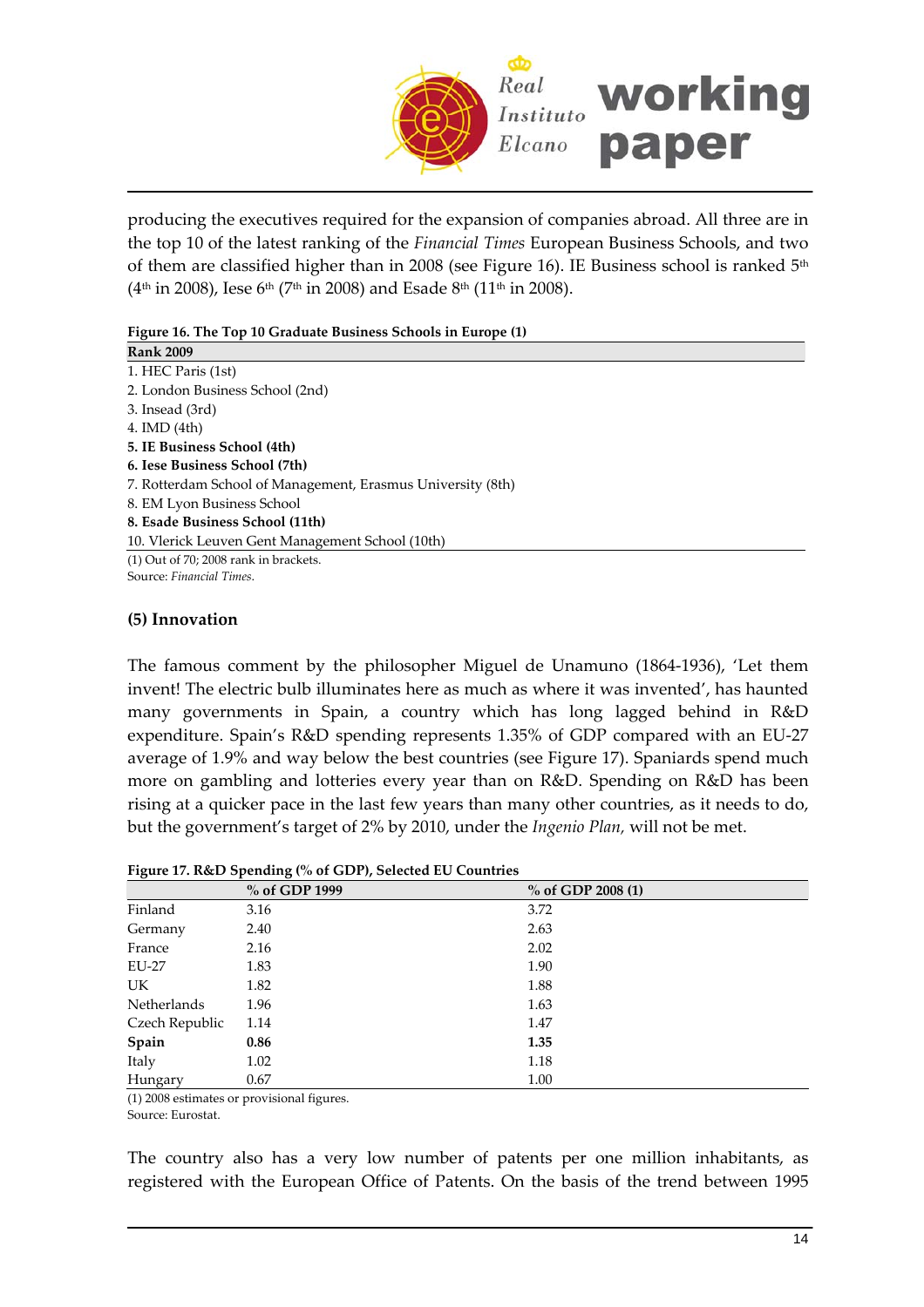producing the executives required for the expansion of companies abroad. All three are in the top 10 of the latest ranking of the *Financial Times* European Business Schools, and two of them are classified higher than in 2008 (see Figure 16). IE Business school is ranked 5th (4th in 2008), Iese 6th (7th in 2008) and Esade 8th (11th in 2008).

**Figure 16. The Top 10 Graduate Business Schools in Europe (1)**

| **Rank 2009** |
|---|
| 1. HEC Paris (1st) |
| 2. London Business School (2nd) |
| 3. Insead (3rd) |
| 4. IMD (4th) |
| **5. IE Business School (4th)** |
| **6. Iese Business School (7th)** |
| 7. Rotterdam School of Management, Erasmus University (8th) |
| 8. EM Lyon Business School |
| **8. Esade Business School (11th)** |
| 10. Vlerick Leuven Gent Management School (10th) |

(1) Out of 70; 2008 rank in brackets.
Source: *Financial Times*.

### (5) Innovation

The famous comment by the philosopher Miguel de Unamuno (1864-1936), 'Let them invent! The electric bulb illuminates here as much as where it was invented', has haunted many governments in Spain, a country which has long lagged behind in R&D expenditure. Spain's R&D spending represents 1.35% of GDP compared with an EU-27 average of 1.9% and way below the best countries (see Figure 17). Spaniards spend much more on gambling and lotteries every year than on R&D. Spending on R&D has been rising at a quicker pace in the last few years than many other countries, as it needs to do, but the government's target of 2% by 2010, under the *Ingenio Plan,* will not be met.

**Figure 17. R&D Spending (% of GDP), Selected EU Countries**

| | % of GDP 1999 | % of GDP 2008 (1) |
|---|---|---|
| Finland | 3.16 | 3.72 |
| Germany | 2.40 | 2.63 |
| France | 2.16 | 2.02 |
| EU-27 | 1.83 | 1.90 |
| UK | 1.82 | 1.88 |
| Netherlands | 1.96 | 1.63 |
| Czech Republic | 1.14 | 1.47 |
| **Spain** | **0.86** | **1.35** |
| Italy | 1.02 | 1.18 |
| Hungary | 0.67 | 1.00 |

(1) 2008 estimates or provisional figures.
Source: Eurostat.

The country also has a very low number of patents per one million inhabitants, as registered with the European Office of Patents. On the basis of the trend between 1995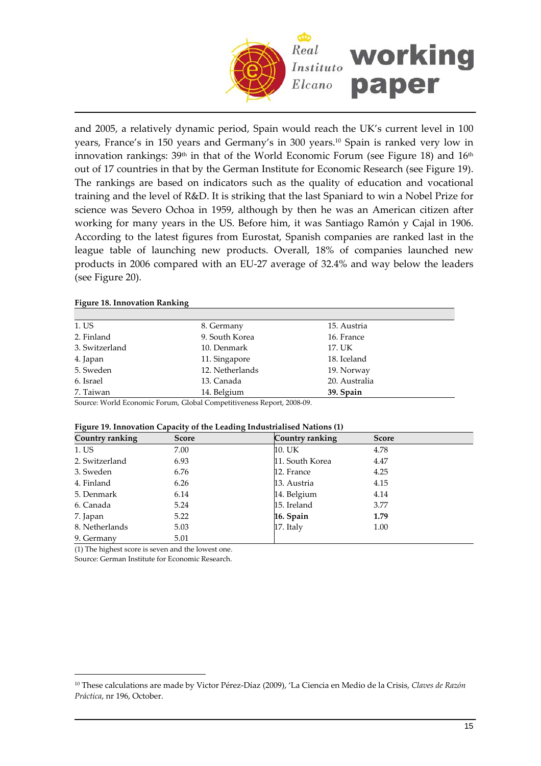and 2005, a relatively dynamic period, Spain would reach the UK's current level in 100 years, France's in 150 years and Germany's in 300 years.[10] Spain is ranked very low in innovation rankings: 39th in that of the World Economic Forum (see Figure 18) and 16th out of 17 countries in that by the German Institute for Economic Research (see Figure 19). The rankings are based on indicators such as the quality of education and vocational training and the level of R&D. It is striking that the last Spaniard to win a Nobel Prize for science was Severo Ochoa in 1959, although by then he was an American citizen after working for many years in the US. Before him, it was Santiago Ramón y Cajal in 1906. According to the latest figures from Eurostat, Spanish companies are ranked last in the league table of launching new products. Overall, 18% of companies launched new products in 2006 compared with an EU-27 average of 32.4% and way below the leaders (see Figure 20).

**Figure 18. Innovation Ranking**

| | | |
|---|---|---|
| 1. US | 8. Germany | 15. Austria |
| 2. Finland | 9. South Korea | 16. France |
| 3. Switzerland | 10. Denmark | 17. UK |
| 4. Japan | 11. Singapore | 18. Iceland |
| 5. Sweden | 12. Netherlands | 19. Norway |
| 6. Israel | 13. Canada | 20. Australia |
| 7. Taiwan | 14. Belgium | **39. Spain** |

Source: World Economic Forum, Global Competitiveness Report, 2008-09.

**Figure 19. Innovation Capacity of the Leading Industrialised Nations (1)**

| Country ranking | Score | Country ranking | Score |
|---|---|---|---|
| 1. US | 7.00 | 10. UK | 4.78 |
| 2. Switzerland | 6.93 | 11. South Korea | 4.47 |
| 3. Sweden | 6.76 | 12. France | 4.25 |
| 4. Finland | 6.26 | 13. Austria | 4.15 |
| 5. Denmark | 6.14 | 14. Belgium | 4.14 |
| 6. Canada | 5.24 | 15. Ireland | 3.77 |
| 7. Japan | 5.22 | **16. Spain** | **1.79** |
| 8. Netherlands | 5.03 | 17. Italy | 1.00 |
| 9. Germany | 5.01 | | |

(1) The highest score is seven and the lowest one.
Source: German Institute for Economic Research.

[10] These calculations are made by Victor Pérez-Díaz (2009), 'La Ciencia en Medio de la Crisis, *Claves de Razón Práctica*, nr 196, October.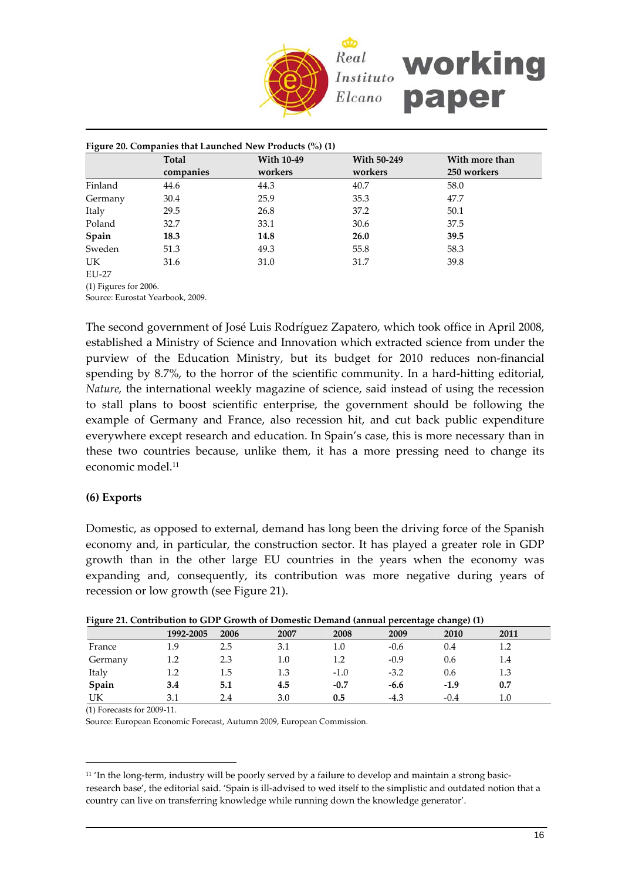**Figure 20. Companies that Launched New Products (%) (1)**

| | Total companies | With 10-49 workers | With 50-249 workers | With more than 250 workers |
|---|---|---|---|---|
| Finland | 44.6 | 44.3 | 40.7 | 58.0 |
| Germany | 30.4 | 25.9 | 35.3 | 47.7 |
| Italy | 29.5 | 26.8 | 37.2 | 50.1 |
| Poland | 32.7 | 33.1 | 30.6 | 37.5 |
| **Spain** | **18.3** | **14.8** | **26.0** | **39.5** |
| Sweden | 51.3 | 49.3 | 55.8 | 58.3 |
| UK | 31.6 | 31.0 | 31.7 | 39.8 |
| EU-27 | | | | |

(1) Figures for 2006.
Source: Eurostat Yearbook, 2009.

The second government of José Luis Rodríguez Zapatero, which took office in April 2008, established a Ministry of Science and Innovation which extracted science from under the purview of the Education Ministry, but its budget for 2010 reduces non-financial spending by 8.7%, to the horror of the scientific community. In a hard-hitting editorial, *Nature,* the international weekly magazine of science, said instead of using the recession to stall plans to boost scientific enterprise, the government should be following the example of Germany and France, also recession hit, and cut back public expenditure everywhere except research and education. In Spain's case, this is more necessary than in these two countries because, unlike them, it has a more pressing need to change its economic model.[11]

**(6) Exports**

Domestic, as opposed to external, demand has long been the driving force of the Spanish economy and, in particular, the construction sector. It has played a greater role in GDP growth than in the other large EU countries in the years when the economy was expanding and, consequently, its contribution was more negative during years of recession or low growth (see Figure 21).

**Figure 21. Contribution to GDP Growth of Domestic Demand (annual percentage change) (1)**

| | 1992-2005 | 2006 | 2007 | 2008 | 2009 | 2010 | 2011 |
|---|---|---|---|---|---|---|---|
| France | 1.9 | 2.5 | 3.1 | 1.0 | -0.6 | 0.4 | 1.2 |
| Germany | 1.2 | 2.3 | 1.0 | 1.2 | -0.9 | 0.6 | 1.4 |
| Italy | 1.2 | 1.5 | 1.3 | -1.0 | -3.2 | 0.6 | 1.3 |
| **Spain** | **3.4** | **5.1** | **4.5** | **-0.7** | **-6.6** | **-1.9** | **0.7** |
| UK | 3.1 | 2.4 | 3.0 | **0.5** | -4.3 | -0.4 | 1.0 |

(1) Forecasts for 2009-11.
Source: European Economic Forecast, Autumn 2009, European Commission.

[11] 'In the long-term, industry will be poorly served by a failure to develop and maintain a strong basic-research base', the editorial said. 'Spain is ill-advised to wed itself to the simplistic and outdated notion that a country can live on transferring knowledge while running down the knowledge generator'.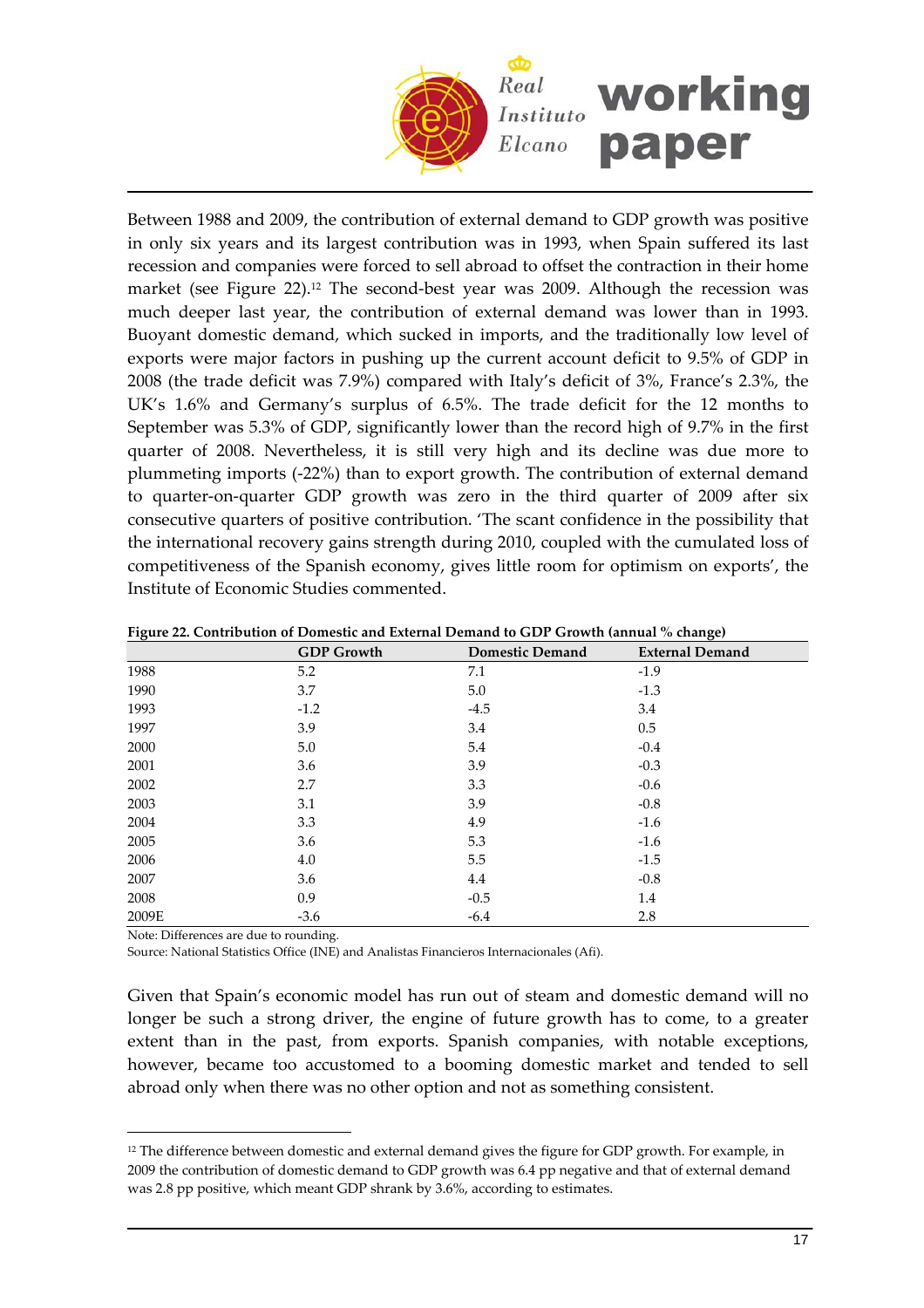Between 1988 and 2009, the contribution of external demand to GDP growth was positive in only six years and its largest contribution was in 1993, when Spain suffered its last recession and companies were forced to sell abroad to offset the contraction in their home market (see Figure 22).[12] The second-best year was 2009. Although the recession was much deeper last year, the contribution of external demand was lower than in 1993. Buoyant domestic demand, which sucked in imports, and the traditionally low level of exports were major factors in pushing up the current account deficit to 9.5% of GDP in 2008 (the trade deficit was 7.9%) compared with Italy's deficit of 3%, France's 2.3%, the UK's 1.6% and Germany's surplus of 6.5%. The trade deficit for the 12 months to September was 5.3% of GDP, significantly lower than the record high of 9.7% in the first quarter of 2008. Nevertheless, it is still very high and its decline was due more to plummeting imports (-22%) than to export growth. The contribution of external demand to quarter-on-quarter GDP growth was zero in the third quarter of 2009 after six consecutive quarters of positive contribution. 'The scant confidence in the possibility that the international recovery gains strength during 2010, coupled with the cumulated loss of competitiveness of the Spanish economy, gives little room for optimism on exports', the Institute of Economic Studies commented.

**Figure 22. Contribution of Domestic and External Demand to GDP Growth (annual % change)**

| | GDP Growth | Domestic Demand | External Demand |
|---|---|---|---|
| 1988 | 5.2 | 7.1 | -1.9 |
| 1990 | 3.7 | 5.0 | -1.3 |
| 1993 | -1.2 | -4.5 | 3.4 |
| 1997 | 3.9 | 3.4 | 0.5 |
| 2000 | 5.0 | 5.4 | -0.4 |
| 2001 | 3.6 | 3.9 | -0.3 |
| 2002 | 2.7 | 3.3 | -0.6 |
| 2003 | 3.1 | 3.9 | -0.8 |
| 2004 | 3.3 | 4.9 | -1.6 |
| 2005 | 3.6 | 5.3 | -1.6 |
| 2006 | 4.0 | 5.5 | -1.5 |
| 2007 | 3.6 | 4.4 | -0.8 |
| 2008 | 0.9 | -0.5 | 1.4 |
| 2009E | -3.6 | -6.4 | 2.8 |

Note: Differences are due to rounding.

Source: National Statistics Office (INE) and Analistas Financieros Internacionales (Afi).

Given that Spain's economic model has run out of steam and domestic demand will no longer be such a strong driver, the engine of future growth has to come, to a greater extent than in the past, from exports. Spanish companies, with notable exceptions, however, became too accustomed to a booming domestic market and tended to sell abroad only when there was no other option and not as something consistent.

[12] The difference between domestic and external demand gives the figure for GDP growth. For example, in 2009 the contribution of domestic demand to GDP growth was 6.4 pp negative and that of external demand was 2.8 pp positive, which meant GDP shrank by 3.6%, according to estimates.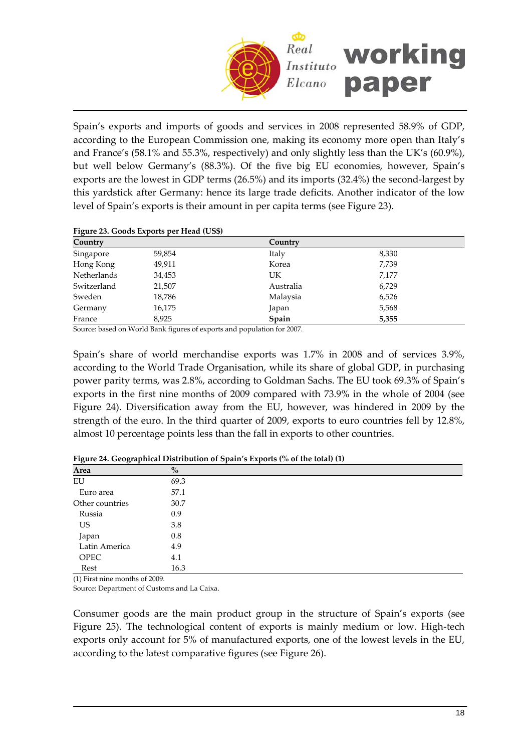Spain's exports and imports of goods and services in 2008 represented 58.9% of GDP, according to the European Commission one, making its economy more open than Italy's and France's (58.1% and 55.3%, respectively) and only slightly less than the UK's (60.9%), but well below Germany's (88.3%). Of the five big EU economies, however, Spain's exports are the lowest in GDP terms (26.5%) and its imports (32.4%) the second-largest by this yardstick after Germany: hence its large trade deficits. Another indicator of the low level of Spain's exports is their amount in per capita terms (see Figure 23).

**Figure 23. Goods Exports per Head (US$)**

| Country | | Country | |
|---|---|---|---|
| Singapore | 59,854 | Italy | 8,330 |
| Hong Kong | 49,911 | Korea | 7,739 |
| Netherlands | 34,453 | UK | 7,177 |
| Switzerland | 21,507 | Australia | 6,729 |
| Sweden | 18,786 | Malaysia | 6,526 |
| Germany | 16,175 | Japan | 5,568 |
| France | 8,925 | **Spain** | **5,355** |

Source: based on World Bank figures of exports and population for 2007.

Spain's share of world merchandise exports was 1.7% in 2008 and of services 3.9%, according to the World Trade Organisation, while its share of global GDP, in purchasing power parity terms, was 2.8%, according to Goldman Sachs. The EU took 69.3% of Spain's exports in the first nine months of 2009 compared with 73.9% in the whole of 2004 (see Figure 24). Diversification away from the EU, however, was hindered in 2009 by the strength of the euro. In the third quarter of 2009, exports to euro countries fell by 12.8%, almost 10 percentage points less than the fall in exports to other countries.

**Figure 24. Geographical Distribution of Spain's Exports (% of the total) (1)**

| Area | % |
|---|---|
| EU | 69.3 |
| Euro area | 57.1 |
| Other countries | 30.7 |
| Russia | 0.9 |
| US | 3.8 |
| Japan | 0.8 |
| Latin America | 4.9 |
| OPEC | 4.1 |
| Rest | 16.3 |

(1) First nine months of 2009.
Source: Department of Customs and La Caixa.

Consumer goods are the main product group in the structure of Spain's exports (see Figure 25). The technological content of exports is mainly medium or low. High-tech exports only account for 5% of manufactured exports, one of the lowest levels in the EU, according to the latest comparative figures (see Figure 26).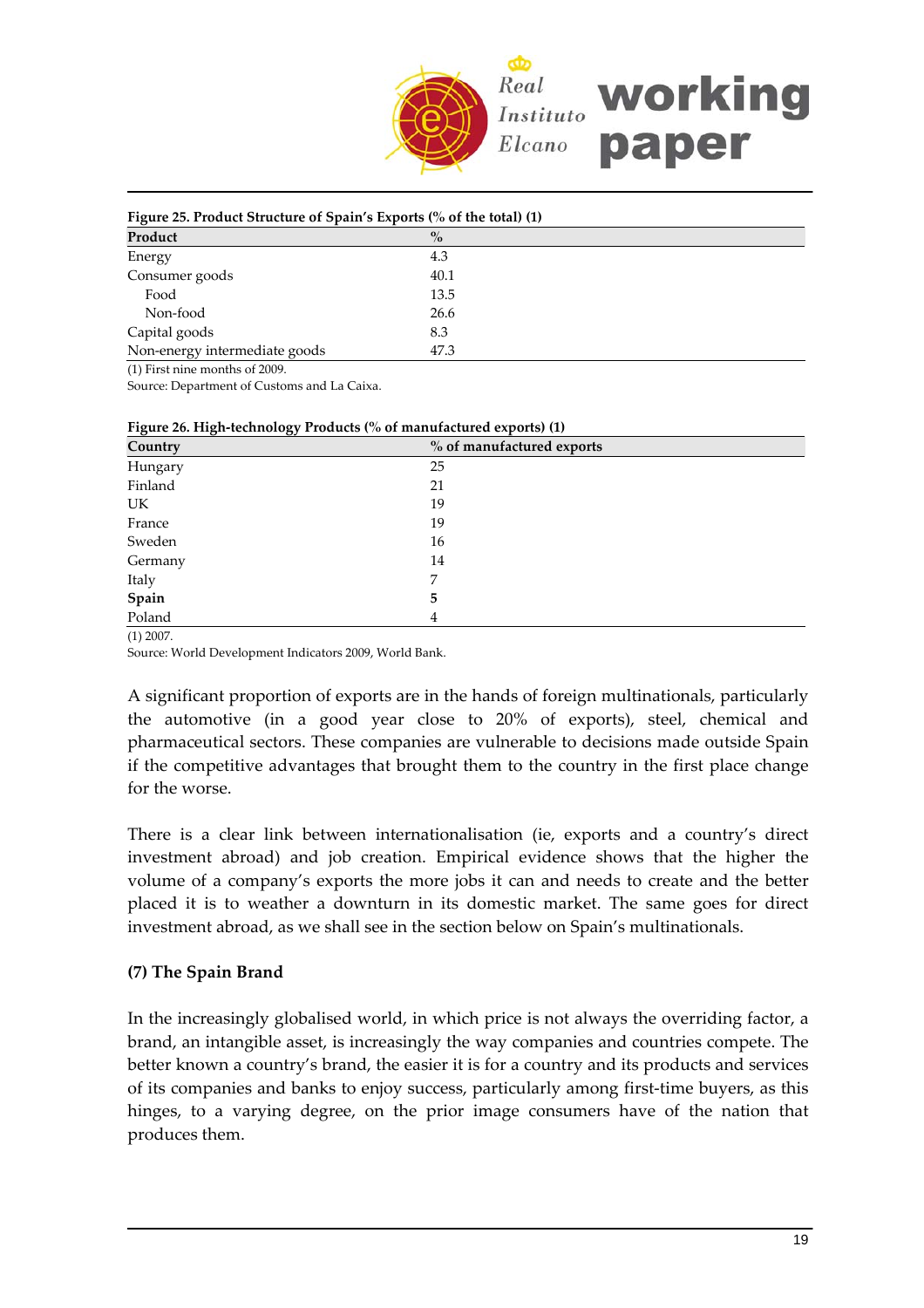**Figure 25. Product Structure of Spain's Exports (% of the total) (1)**

| Product | % |
|---|---|
| Energy | 4.3 |
| Consumer goods | 40.1 |
| Food | 13.5 |
| Non-food | 26.6 |
| Capital goods | 8.3 |
| Non-energy intermediate goods | 47.3 |

(1) First nine months of 2009.
Source: Department of Customs and La Caixa.

**Figure 26. High-technology Products (% of manufactured exports) (1)**

| Country | % of manufactured exports |
|---|---|
| Hungary | 25 |
| Finland | 21 |
| UK | 19 |
| France | 19 |
| Sweden | 16 |
| Germany | 14 |
| Italy | 7 |
| **Spain** | **5** |
| Poland | 4 |

(1) 2007.
Source: World Development Indicators 2009, World Bank.

A significant proportion of exports are in the hands of foreign multinationals, particularly the automotive (in a good year close to 20% of exports), steel, chemical and pharmaceutical sectors. These companies are vulnerable to decisions made outside Spain if the competitive advantages that brought them to the country in the first place change for the worse.

There is a clear link between internationalisation (ie, exports and a country's direct investment abroad) and job creation. Empirical evidence shows that the higher the volume of a company's exports the more jobs it can and needs to create and the better placed it is to weather a downturn in its domestic market. The same goes for direct investment abroad, as we shall see in the section below on Spain's multinationals.

**(7) The Spain Brand**

In the increasingly globalised world, in which price is not always the overriding factor, a brand, an intangible asset, is increasingly the way companies and countries compete. The better known a country's brand, the easier it is for a country and its products and services of its companies and banks to enjoy success, particularly among first-time buyers, as this hinges, to a varying degree, on the prior image consumers have of the nation that produces them.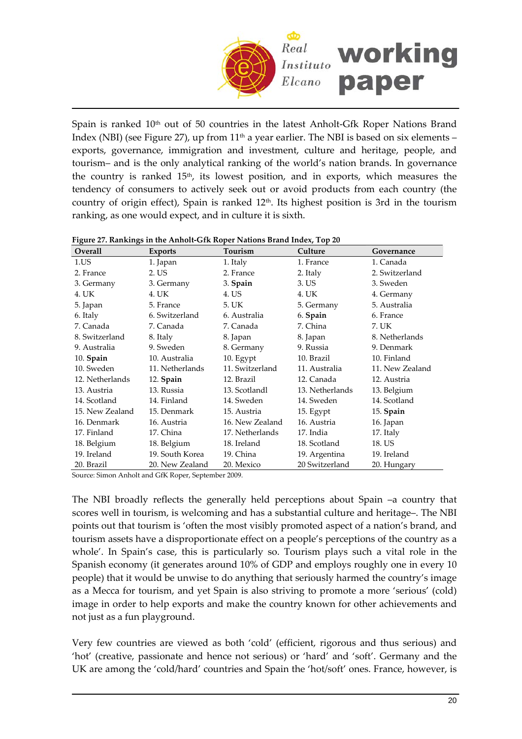Spain is ranked 10th out of 50 countries in the latest Anholt-Gfk Roper Nations Brand Index (NBI) (see Figure 27), up from 11th a year earlier. The NBI is based on six elements – exports, governance, immigration and investment, culture and heritage, people, and tourism– and is the only analytical ranking of the world's nation brands. In governance the country is ranked 15th, its lowest position, and in exports, which measures the tendency of consumers to actively seek out or avoid products from each country (the country of origin effect), Spain is ranked 12th. Its highest position is 3rd in the tourism ranking, as one would expect, and in culture it is sixth.

**Figure 27. Rankings in the Anholt-Gfk Roper Nations Brand Index, Top 20**

| Overall | Exports | Tourism | Culture | Governance |
|---|---|---|---|---|
| 1.US | 1. Japan | 1. Italy | 1. France | 1. Canada |
| 2. France | 2. US | 2. France | 2. Italy | 2. Switzerland |
| 3. Germany | 3. Germany | 3. **Spain** | 3. US | 3. Sweden |
| 4. UK | 4. UK | 4. US | 4. UK | 4. Germany |
| 5. Japan | 5. France | 5. UK | 5. Germany | 5. Australia |
| 6. Italy | 6. Switzerland | 6. Australia | 6. **Spain** | 6. France |
| 7. Canada | 7. Canada | 7. Canada | 7. China | 7. UK |
| 8. Switzerland | 8. Italy | 8. Japan | 8. Japan | 8. Netherlands |
| 9. Australia | 9. Sweden | 8. Germany | 9. Russia | 9. Denmark |
| 10. **Spain** | 10. Australia | 10. Egypt | 10. Brazil | 10. Finland |
| 10. Sweden | 11. Netherlands | 11. Switzerland | 11. Australia | 11. New Zealand |
| 12. Netherlands | 12. **Spain** | 12. Brazil | 12. Canada | 12. Austria |
| 13. Austria | 13. Russia | 13. Scotlandl | 13. Netherlands | 13. Belgium |
| 14. Scotland | 14. Finland | 14. Sweden | 14. Sweden | 14. Scotland |
| 15. New Zealand | 15. Denmark | 15. Austria | 15. Egypt | 15. **Spain** |
| 16. Denmark | 16. Austria | 16. New Zealand | 16. Austria | 16. Japan |
| 17. Finland | 17. China | 17. Netherlands | 17. India | 17. Italy |
| 18. Belgium | 18. Belgium | 18. Ireland | 18. Scotland | 18. US |
| 19. Ireland | 19. South Korea | 19. China | 19. Argentina | 19. Ireland |
| 20. Brazil | 20. New Zealand | 20. Mexico | 20 Switzerland | 20. Hungary |

Source: Simon Anholt and GfK Roper, September 2009.

The NBI broadly reflects the generally held perceptions about Spain –a country that scores well in tourism, is welcoming and has a substantial culture and heritage–. The NBI points out that tourism is 'often the most visibly promoted aspect of a nation's brand, and tourism assets have a disproportionate effect on a people's perceptions of the country as a whole'. In Spain's case, this is particularly so. Tourism plays such a vital role in the Spanish economy (it generates around 10% of GDP and employs roughly one in every 10 people) that it would be unwise to do anything that seriously harmed the country's image as a Mecca for tourism, and yet Spain is also striving to promote a more 'serious' (cold) image in order to help exports and make the country known for other achievements and not just as a fun playground.

Very few countries are viewed as both 'cold' (efficient, rigorous and thus serious) and 'hot' (creative, passionate and hence not serious) or 'hard' and 'soft'. Germany and the UK are among the 'cold/hard' countries and Spain the 'hot/soft' ones. France, however, is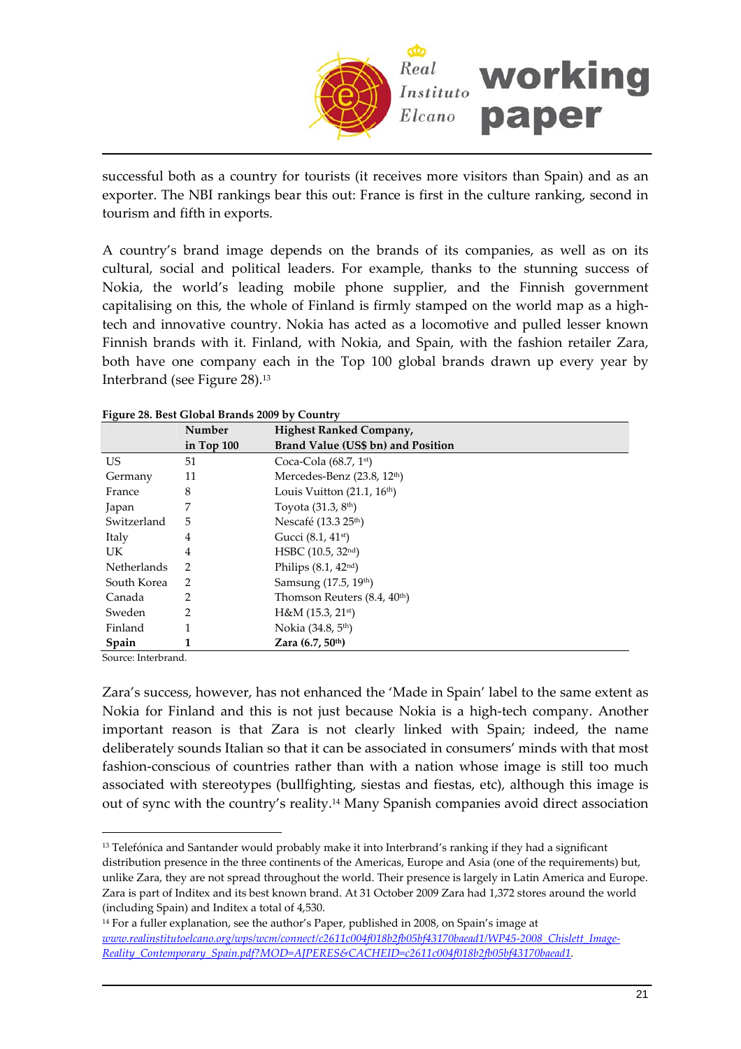successful both as a country for tourists (it receives more visitors than Spain) and as an exporter. The NBI rankings bear this out: France is first in the culture ranking, second in tourism and fifth in exports.

A country's brand image depends on the brands of its companies, as well as on its cultural, social and political leaders. For example, thanks to the stunning success of Nokia, the world's leading mobile phone supplier, and the Finnish government capitalising on this, the whole of Finland is firmly stamped on the world map as a high-tech and innovative country. Nokia has acted as a locomotive and pulled lesser known Finnish brands with it. Finland, with Nokia, and Spain, with the fashion retailer Zara, both have one company each in the Top 100 global brands drawn up every year by Interbrand (see Figure 28).[13]

**Figure 28. Best Global Brands 2009 by Country**

| | Number in Top 100 | Highest Ranked Company, Brand Value (US$ bn) and Position |
|---|---|---|
| US | 51 | Coca-Cola (68.7, 1st) |
| Germany | 11 | Mercedes-Benz (23.8, 12th) |
| France | 8 | Louis Vuitton (21.1, 16th) |
| Japan | 7 | Toyota (31.3, 8th) |
| Switzerland | 5 | Nescafé (13.3 25th) |
| Italy | 4 | Gucci (8.1, 41st) |
| UK | 4 | HSBC (10.5, 32nd) |
| Netherlands | 2 | Philips (8.1, 42nd) |
| South Korea | 2 | Samsung (17.5, 19th) |
| Canada | 2 | Thomson Reuters (8.4, 40th) |
| Sweden | 2 | H&M (15.3, 21st) |
| Finland | 1 | Nokia (34.8, 5th) |
| **Spain** | **1** | **Zara (6.7, 50th)** |

Source: Interbrand.

Zara's success, however, has not enhanced the 'Made in Spain' label to the same extent as Nokia for Finland and this is not just because Nokia is a high-tech company. Another important reason is that Zara is not clearly linked with Spain; indeed, the name deliberately sounds Italian so that it can be associated in consumers' minds with that most fashion-conscious of countries rather than with a nation whose image is still too much associated with stereotypes (bullfighting, siestas and fiestas, etc), although this image is out of sync with the country's reality.[14] Many Spanish companies avoid direct association

---

[13] Telefónica and Santander would probably make it into Interbrand's ranking if they had a significant distribution presence in the three continents of the Americas, Europe and Asia (one of the requirements) but, unlike Zara, they are not spread throughout the world. Their presence is largely in Latin America and Europe. Zara is part of Inditex and its best known brand. At 31 October 2009 Zara had 1,372 stores around the world (including Spain) and Inditex a total of 4,530.

[14] For a fuller explanation, see the author's Paper, published in 2008, on Spain's image at *www.realinstitutoelcano.org/wps/wcm/connect/c2611c004f018b2fb05bf43170baead1/WP45-2008_Chislett_Image-Reality_Contemporary_Spain.pdf?MOD=AJPERES&CACHEID=c2611c004f018b2fb05bf43170baead1*.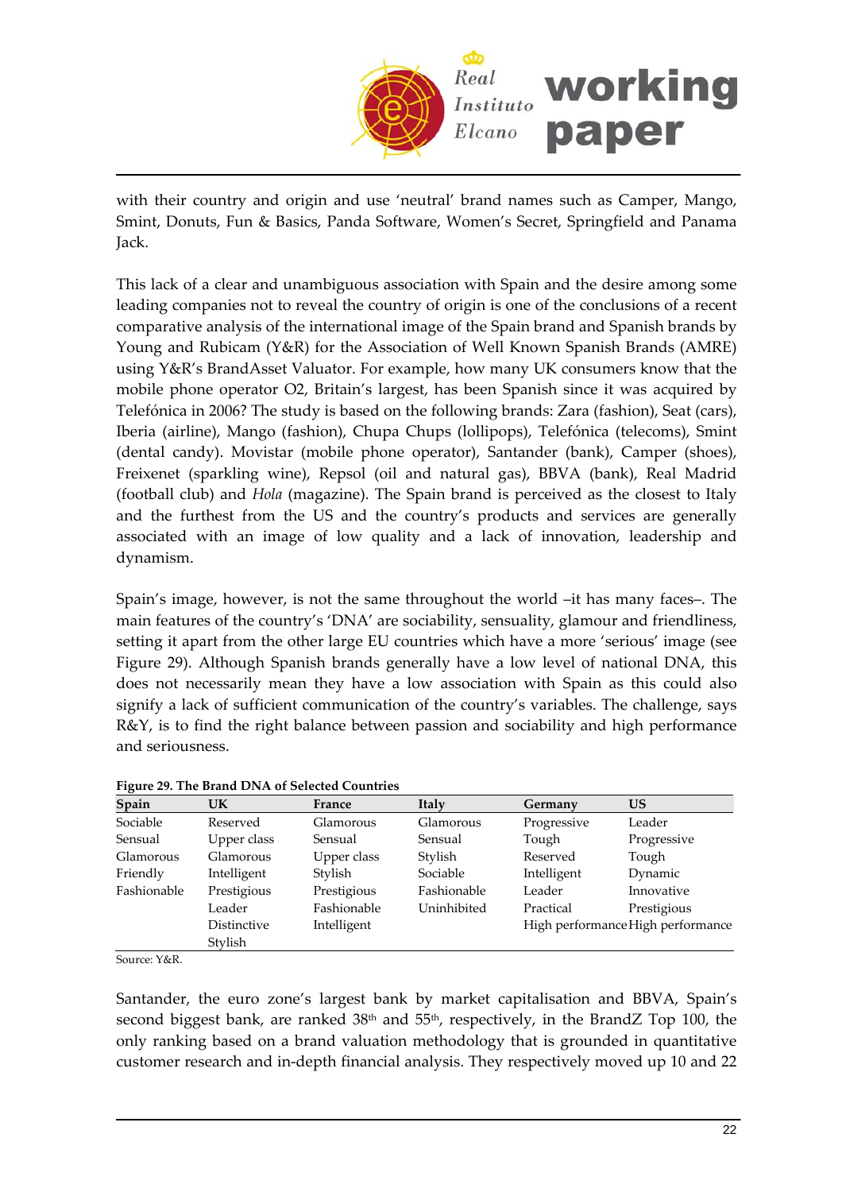with their country and origin and use 'neutral' brand names such as Camper, Mango, Smint, Donuts, Fun & Basics, Panda Software, Women's Secret, Springfield and Panama Jack.

This lack of a clear and unambiguous association with Spain and the desire among some leading companies not to reveal the country of origin is one of the conclusions of a recent comparative analysis of the international image of the Spain brand and Spanish brands by Young and Rubicam (Y&R) for the Association of Well Known Spanish Brands (AMRE) using Y&R's BrandAsset Valuator. For example, how many UK consumers know that the mobile phone operator O2, Britain's largest, has been Spanish since it was acquired by Telefónica in 2006? The study is based on the following brands: Zara (fashion), Seat (cars), Iberia (airline), Mango (fashion), Chupa Chups (lollipops), Telefónica (telecoms), Smint (dental candy). Movistar (mobile phone operator), Santander (bank), Camper (shoes), Freixenet (sparkling wine), Repsol (oil and natural gas), BBVA (bank), Real Madrid (football club) and *Hola* (magazine). The Spain brand is perceived as the closest to Italy and the furthest from the US and the country's products and services are generally associated with an image of low quality and a lack of innovation, leadership and dynamism.

Spain's image, however, is not the same throughout the world –it has many faces–. The main features of the country's 'DNA' are sociability, sensuality, glamour and friendliness, setting it apart from the other large EU countries which have a more 'serious' image (see Figure 29). Although Spanish brands generally have a low level of national DNA, this does not necessarily mean they have a low association with Spain as this could also signify a lack of sufficient communication of the country's variables. The challenge, says R&Y, is to find the right balance between passion and sociability and high performance and seriousness.

**Figure 29. The Brand DNA of Selected Countries**

| Spain | UK | France | Italy | Germany | US |
|---|---|---|---|---|---|
| Sociable | Reserved | Glamorous | Glamorous | Progressive | Leader |
| Sensual | Upper class | Sensual | Sensual | Tough | Progressive |
| Glamorous | Glamorous | Upper class | Stylish | Reserved | Tough |
| Friendly | Intelligent | Stylish | Sociable | Intelligent | Dynamic |
| Fashionable | Prestigious | Prestigious | Fashionable | Leader | Innovative |
| | Leader | Fashionable | Uninhibited | Practical | Prestigious |
| | Distinctive | Intelligent | | High performance | High performance |
| | Stylish | | | | |

Source: Y&R.

Santander, the euro zone's largest bank by market capitalisation and BBVA, Spain's second biggest bank, are ranked 38th and 55th, respectively, in the BrandZ Top 100, the only ranking based on a brand valuation methodology that is grounded in quantitative customer research and in-depth financial analysis. They respectively moved up 10 and 22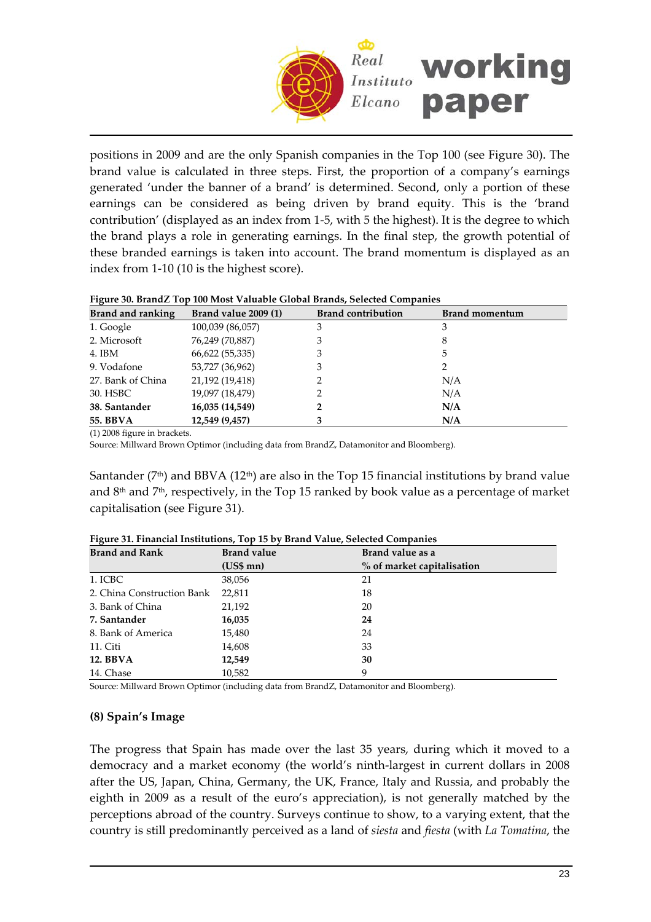positions in 2009 and are the only Spanish companies in the Top 100 (see Figure 30). The brand value is calculated in three steps. First, the proportion of a company's earnings generated 'under the banner of a brand' is determined. Second, only a portion of these earnings can be considered as being driven by brand equity. This is the 'brand contribution' (displayed as an index from 1-5, with 5 the highest). It is the degree to which the brand plays a role in generating earnings. In the final step, the growth potential of these branded earnings is taken into account. The brand momentum is displayed as an index from 1-10 (10 is the highest score).

**Figure 30. BrandZ Top 100 Most Valuable Global Brands, Selected Companies**

| Brand and ranking | Brand value 2009 (1) | Brand contribution | Brand momentum |
|---|---|---|---|
| 1. Google | 100,039 (86,057) | 3 | 3 |
| 2. Microsoft | 76,249 (70,887) | 3 | 8 |
| 4. IBM | 66,622 (55,335) | 3 | 5 |
| 9. Vodafone | 53,727 (36,962) | 3 | 2 |
| 27. Bank of China | 21,192 (19,418) | 2 | N/A |
| 30. HSBC | 19,097 (18,479) | 2 | N/A |
| **38. Santander** | **16,035 (14,549)** | **2** | **N/A** |
| **55. BBVA** | **12,549 (9,457)** | **3** | **N/A** |

(1) 2008 figure in brackets.
Source: Millward Brown Optimor (including data from BrandZ, Datamonitor and Bloomberg).

Santander (7th) and BBVA (12th) are also in the Top 15 financial institutions by brand value and 8th and 7th, respectively, in the Top 15 ranked by book value as a percentage of market capitalisation (see Figure 31).

**Figure 31. Financial Institutions, Top 15 by Brand Value, Selected Companies**

| Brand and Rank | Brand value (US$ mn) | Brand value as a % of market capitalisation |
|---|---|---|
| 1. ICBC | 38,056 | 21 |
| 2. China Construction Bank | 22,811 | 18 |
| 3. Bank of China | 21,192 | 20 |
| **7. Santander** | **16,035** | **24** |
| 8. Bank of America | 15,480 | 24 |
| 11. Citi | 14,608 | 33 |
| **12. BBVA** | **12,549** | **30** |
| 14. Chase | 10,582 | 9 |

Source: Millward Brown Optimor (including data from BrandZ, Datamonitor and Bloomberg).

### (8) Spain's Image

The progress that Spain has made over the last 35 years, during which it moved to a democracy and a market economy (the world's ninth-largest in current dollars in 2008 after the US, Japan, China, Germany, the UK, France, Italy and Russia, and probably the eighth in 2009 as a result of the euro's appreciation), is not generally matched by the perceptions abroad of the country. Surveys continue to show, to a varying extent, that the country is still predominantly perceived as a land of *siesta* and *fiesta* (with *La Tomatina*, the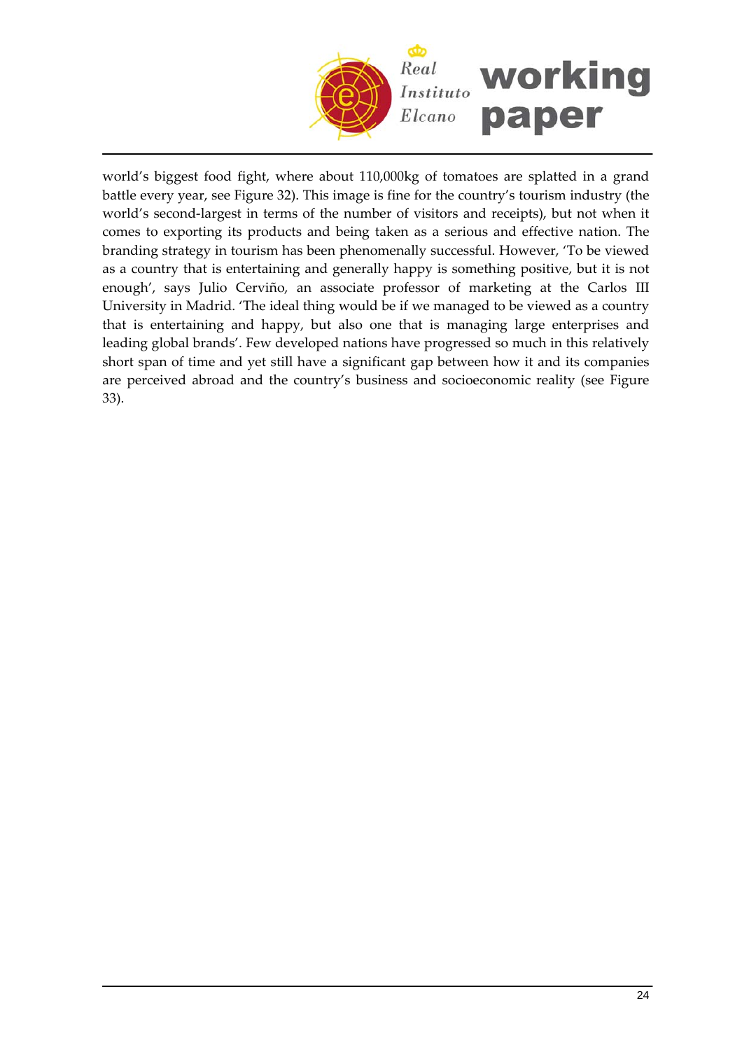world's biggest food fight, where about 110,000kg of tomatoes are splatted in a grand battle every year, see Figure 32). This image is fine for the country's tourism industry (the world's second-largest in terms of the number of visitors and receipts), but not when it comes to exporting its products and being taken as a serious and effective nation. The branding strategy in tourism has been phenomenally successful. However, 'To be viewed as a country that is entertaining and generally happy is something positive, but it is not enough', says Julio Cerviño, an associate professor of marketing at the Carlos III University in Madrid. 'The ideal thing would be if we managed to be viewed as a country that is entertaining and happy, but also one that is managing large enterprises and leading global brands'. Few developed nations have progressed so much in this relatively short span of time and yet still have a significant gap between how it and its companies are perceived abroad and the country's business and socioeconomic reality (see Figure 33).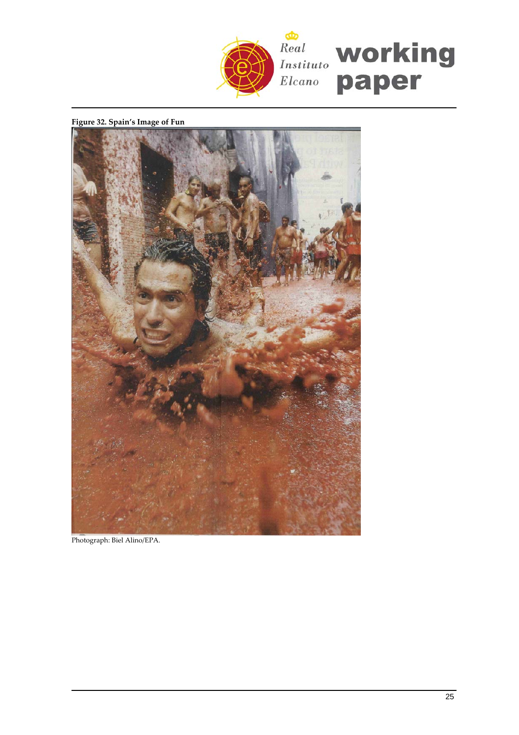**Figure 32. Spain's Image of Fun**

Photograph: Biel Alino/EPA.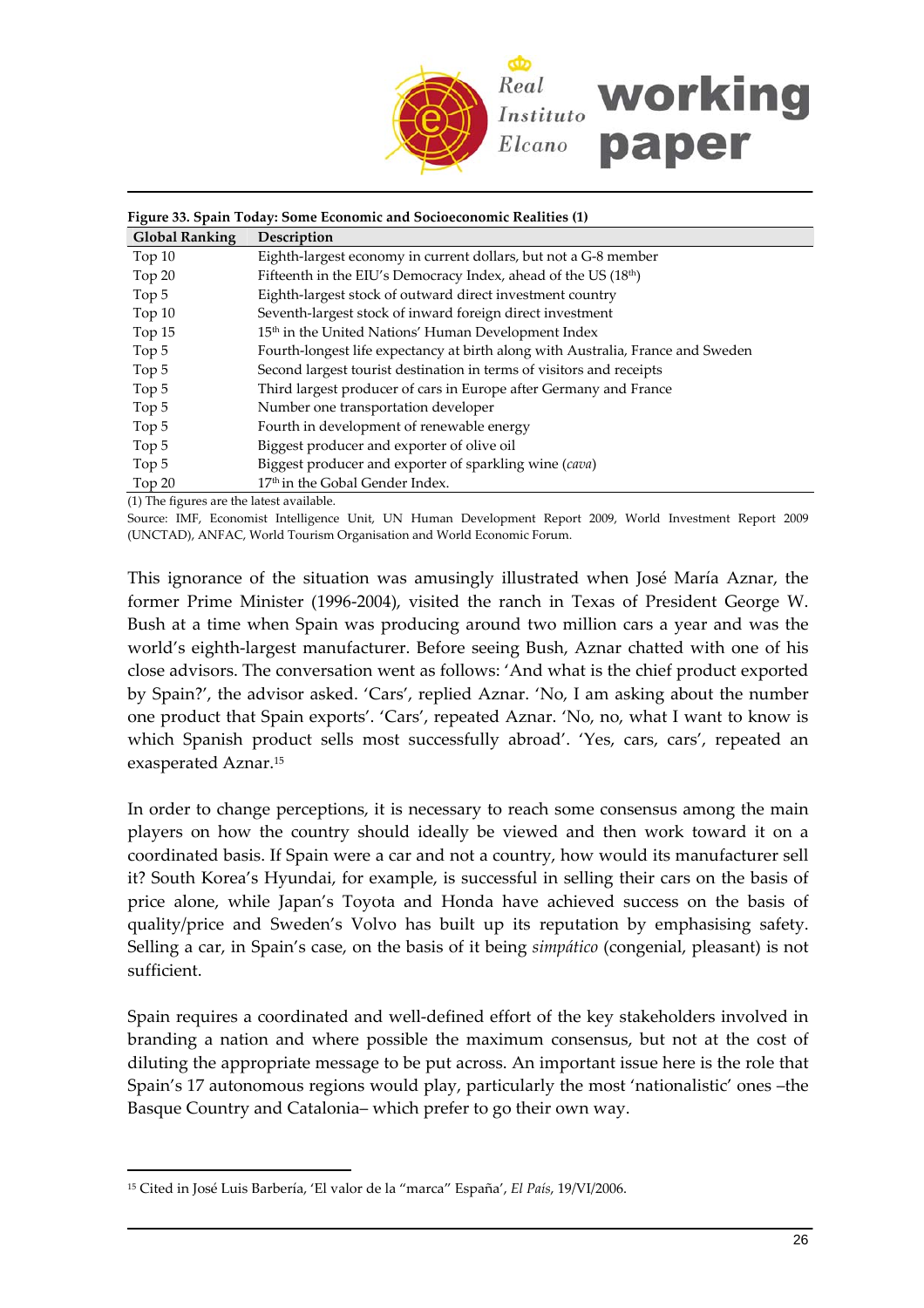**Figure 33. Spain Today: Some Economic and Socioeconomic Realities (1)**

| Global Ranking | Description |
|---|---|
| Top 10 | Eighth-largest economy in current dollars, but not a G-8 member |
| Top 20 | Fifteenth in the EIU's Democracy Index, ahead of the US (18th) |
| Top 5 | Eighth-largest stock of outward direct investment country |
| Top 10 | Seventh-largest stock of inward foreign direct investment |
| Top 15 | 15th in the United Nations' Human Development Index |
| Top 5 | Fourth-longest life expectancy at birth along with Australia, France and Sweden |
| Top 5 | Second largest tourist destination in terms of visitors and receipts |
| Top 5 | Third largest producer of cars in Europe after Germany and France |
| Top 5 | Number one transportation developer |
| Top 5 | Fourth in development of renewable energy |
| Top 5 | Biggest producer and exporter of olive oil |
| Top 5 | Biggest producer and exporter of sparkling wine (*cava*) |
| Top 20 | 17th in the Gobal Gender Index. |

(1) The figures are the latest available.

Source: IMF, Economist Intelligence Unit, UN Human Development Report 2009, World Investment Report 2009 (UNCTAD), ANFAC, World Tourism Organisation and World Economic Forum.

This ignorance of the situation was amusingly illustrated when José María Aznar, the former Prime Minister (1996-2004), visited the ranch in Texas of President George W. Bush at a time when Spain was producing around two million cars a year and was the world's eighth-largest manufacturer. Before seeing Bush, Aznar chatted with one of his close advisors. The conversation went as follows: 'And what is the chief product exported by Spain?', the advisor asked. 'Cars', replied Aznar. 'No, I am asking about the number one product that Spain exports'. 'Cars', repeated Aznar. 'No, no, what I want to know is which Spanish product sells most successfully abroad'. 'Yes, cars, cars', repeated an exasperated Aznar.[15]

In order to change perceptions, it is necessary to reach some consensus among the main players on how the country should ideally be viewed and then work toward it on a coordinated basis. If Spain were a car and not a country, how would its manufacturer sell it? South Korea's Hyundai, for example, is successful in selling their cars on the basis of price alone, while Japan's Toyota and Honda have achieved success on the basis of quality/price and Sweden's Volvo has built up its reputation by emphasising safety. Selling a car, in Spain's case, on the basis of it being *simpático* (congenial, pleasant) is not sufficient.

Spain requires a coordinated and well-defined effort of the key stakeholders involved in branding a nation and where possible the maximum consensus, but not at the cost of diluting the appropriate message to be put across. An important issue here is the role that Spain's 17 autonomous regions would play, particularly the most 'nationalistic' ones –the Basque Country and Catalonia– which prefer to go their own way.

[15] Cited in José Luis Barbería, 'El valor de la "marca" España', *El País*, 19/VI/2006.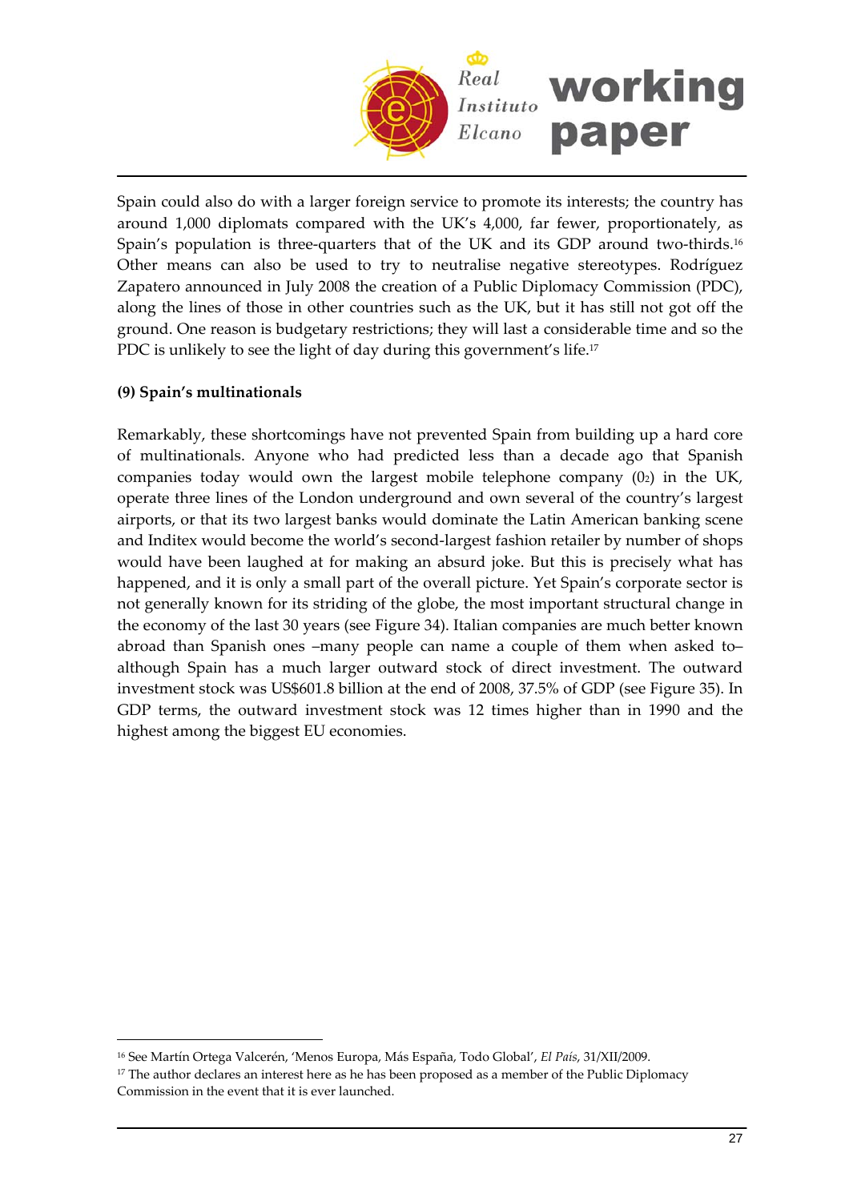Spain could also do with a larger foreign service to promote its interests; the country has around 1,000 diplomats compared with the UK's 4,000, far fewer, proportionately, as Spain's population is three-quarters that of the UK and its GDP around two-thirds.[16] Other means can also be used to try to neutralise negative stereotypes. Rodríguez Zapatero announced in July 2008 the creation of a Public Diplomacy Commission (PDC), along the lines of those in other countries such as the UK, but it has still not got off the ground. One reason is budgetary restrictions; they will last a considerable time and so the PDC is unlikely to see the light of day during this government's life.[17]

**(9) Spain's multinationals**

Remarkably, these shortcomings have not prevented Spain from building up a hard core of multinationals. Anyone who had predicted less than a decade ago that Spanish companies today would own the largest mobile telephone company ($0_2$) in the UK, operate three lines of the London underground and own several of the country's largest airports, or that its two largest banks would dominate the Latin American banking scene and Inditex would become the world's second-largest fashion retailer by number of shops would have been laughed at for making an absurd joke. But this is precisely what has happened, and it is only a small part of the overall picture. Yet Spain's corporate sector is not generally known for its striding of the globe, the most important structural change in the economy of the last 30 years (see Figure 34). Italian companies are much better known abroad than Spanish ones –many people can name a couple of them when asked to– although Spain has a much larger outward stock of direct investment. The outward investment stock was US$601.8 billion at the end of 2008, 37.5% of GDP (see Figure 35). In GDP terms, the outward investment stock was 12 times higher than in 1990 and the highest among the biggest EU economies.

---

[16] See Martín Ortega Valcerén, 'Menos Europa, Más España, Todo Global', *El País*, 31/XII/2009.

[17] The author declares an interest here as he has been proposed as a member of the Public Diplomacy Commission in the event that it is ever launched.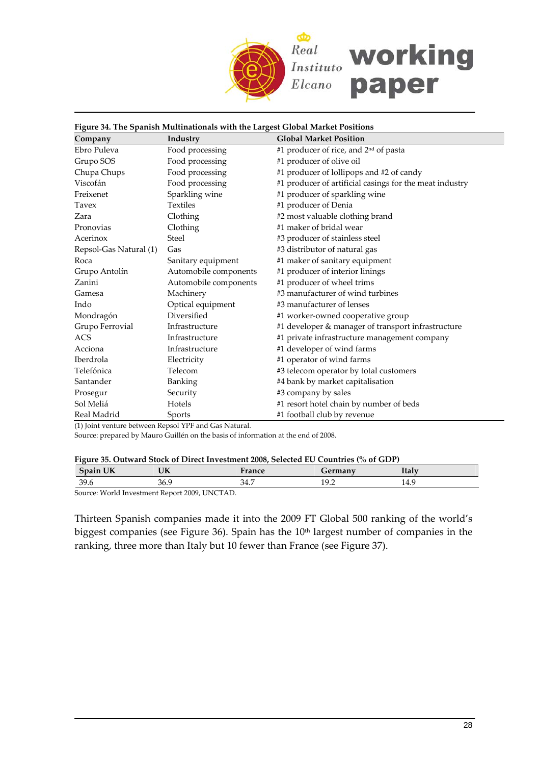**Figure 34. The Spanish Multinationals with the Largest Global Market Positions**

| Company | Industry | Global Market Position |
|---|---|---|
| Ebro Puleva | Food processing | #1 producer of rice, and 2nd of pasta |
| Grupo SOS | Food processing | #1 producer of olive oil |
| Chupa Chups | Food processing | #1 producer of lollipops and #2 of candy |
| Viscofán | Food processing | #1 producer of artificial casings for the meat industry |
| Freixenet | Sparkling wine | #1 producer of sparkling wine |
| Tavex | Textiles | #1 producer of Denia |
| Zara | Clothing | #2 most valuable clothing brand |
| Pronovias | Clothing | #1 maker of bridal wear |
| Acerinox | Steel | #3 producer of stainless steel |
| Repsol-Gas Natural (1) | Gas | #3 distributor of natural gas |
| Roca | Sanitary equipment | #1 maker of sanitary equipment |
| Grupo Antolín | Automobile components | #1 producer of interior linings |
| Zanini | Automobile components | #1 producer of wheel trims |
| Gamesa | Machinery | #3 manufacturer of wind turbines |
| Indo | Optical equipment | #3 manufacturer of lenses |
| Mondragón | Diversified | #1 worker-owned cooperative group |
| Grupo Ferrovial | Infrastructure | #1 developer & manager of transport infrastructure |
| ACS | Infrastructure | #1 private infrastructure management company |
| Acciona | Infrastructure | #1 developer of wind farms |
| Iberdrola | Electricity | #1 operator of wind farms |
| Telefónica | Telecom | #3 telecom operator by total customers |
| Santander | Banking | #4 bank by market capitalisation |
| Prosegur | Security | #3 company by sales |
| Sol Meliá | Hotels | #1 resort hotel chain by number of beds |
| Real Madrid | Sports | #1 football club by revenue |

(1) Joint venture between Repsol YPF and Gas Natural.
Source: prepared by Mauro Guillén on the basis of information at the end of 2008.

**Figure 35. Outward Stock of Direct Investment 2008, Selected EU Countries (% of GDP)**

| Spain | UK | France | Germany | Italy |
|---|---|---|---|---|
| 39.6 | 36.9 | 34.7 | 19.2 | 14.9 |

Source: World Investment Report 2009, UNCTAD.

Thirteen Spanish companies made it into the 2009 FT Global 500 ranking of the world's biggest companies (see Figure 36). Spain has the 10th largest number of companies in the ranking, three more than Italy but 10 fewer than France (see Figure 37).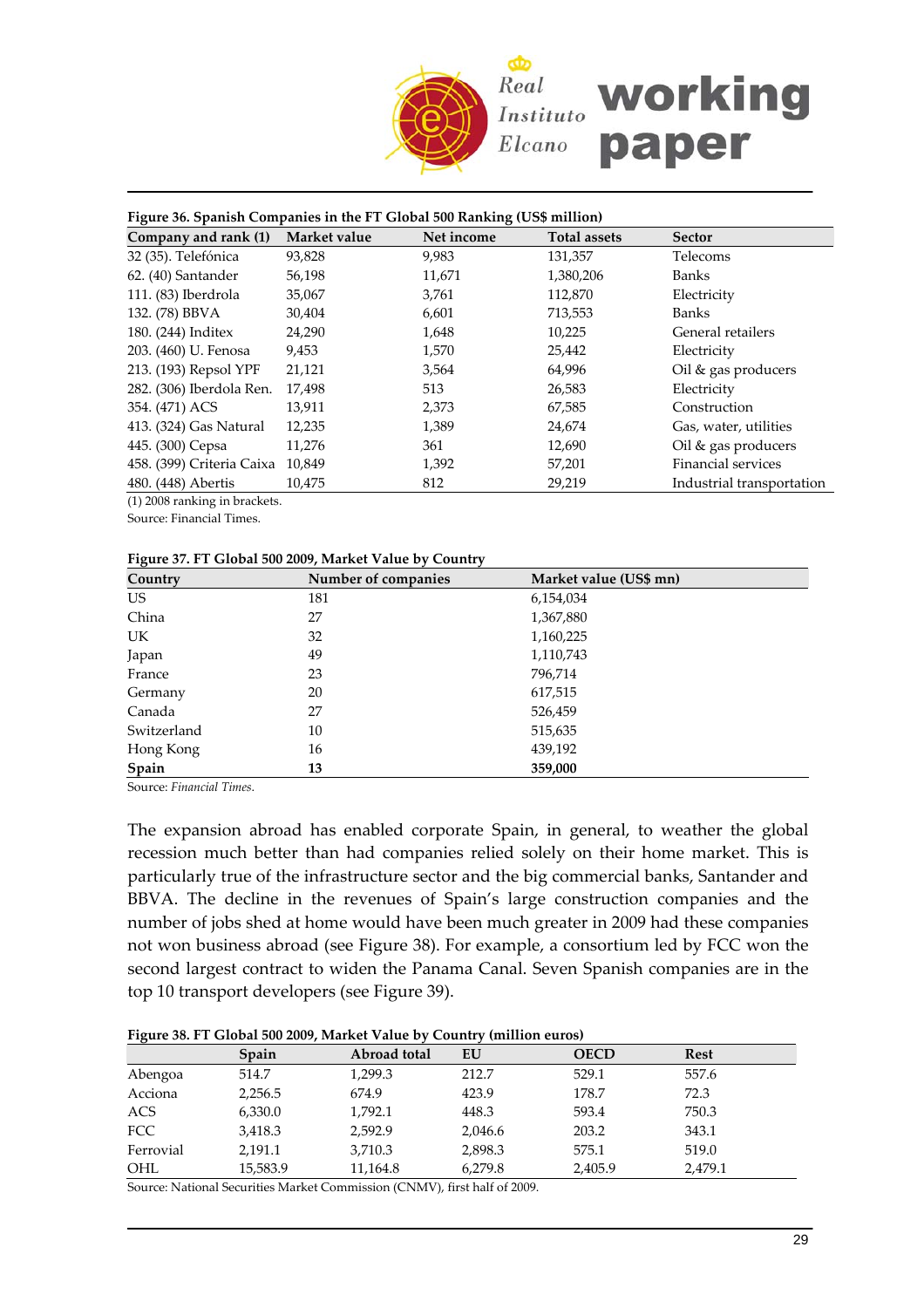**Figure 36. Spanish Companies in the FT Global 500 Ranking (US$ million)**

| Company and rank (1) | Market value | Net income | Total assets | Sector |
|---|---|---|---|---|
| 32 (35). Telefónica | 93,828 | 9,983 | 131,357 | Telecoms |
| 62. (40) Santander | 56,198 | 11,671 | 1,380,206 | Banks |
| 111. (83) Iberdrola | 35,067 | 3,761 | 112,870 | Electricity |
| 132. (78) BBVA | 30,404 | 6,601 | 713,553 | Banks |
| 180. (244) Inditex | 24,290 | 1,648 | 10,225 | General retailers |
| 203. (460) U. Fenosa | 9,453 | 1,570 | 25,442 | Electricity |
| 213. (193) Repsol YPF | 21,121 | 3,564 | 64,996 | Oil & gas producers |
| 282. (306) Iberdola Ren. | 17,498 | 513 | 26,583 | Electricity |
| 354. (471) ACS | 13,911 | 2,373 | 67,585 | Construction |
| 413. (324) Gas Natural | 12,235 | 1,389 | 24,674 | Gas, water, utilities |
| 445. (300) Cepsa | 11,276 | 361 | 12,690 | Oil & gas producers |
| 458. (399) Criteria Caixa | 10,849 | 1,392 | 57,201 | Financial services |
| 480. (448) Abertis | 10,475 | 812 | 29,219 | Industrial transportation |

(1) 2008 ranking in brackets.
Source: Financial Times.

**Figure 37. FT Global 500 2009, Market Value by Country**

| Country | Number of companies | Market value (US$ mn) |
|---|---|---|
| US | 181 | 6,154,034 |
| China | 27 | 1,367,880 |
| UK | 32 | 1,160,225 |
| Japan | 49 | 1,110,743 |
| France | 23 | 796,714 |
| Germany | 20 | 617,515 |
| Canada | 27 | 526,459 |
| Switzerland | 10 | 515,635 |
| Hong Kong | 16 | 439,192 |
| **Spain** | **13** | **359,000** |

Source: *Financial Times*.

The expansion abroad has enabled corporate Spain, in general, to weather the global recession much better than had companies relied solely on their home market. This is particularly true of the infrastructure sector and the big commercial banks, Santander and BBVA. The decline in the revenues of Spain's large construction companies and the number of jobs shed at home would have been much greater in 2009 had these companies not won business abroad (see Figure 38). For example, a consortium led by FCC won the second largest contract to widen the Panama Canal. Seven Spanish companies are in the top 10 transport developers (see Figure 39).

**Figure 38. FT Global 500 2009, Market Value by Country (million euros)**

| | Spain | Abroad total | EU | OECD | Rest |
|---|---|---|---|---|---|
| Abengoa | 514.7 | 1,299.3 | 212.7 | 529.1 | 557.6 |
| Acciona | 2,256.5 | 674.9 | 423.9 | 178.7 | 72.3 |
| ACS | 6,330.0 | 1,792.1 | 448.3 | 593.4 | 750.3 |
| FCC | 3,418.3 | 2,592.9 | 2,046.6 | 203.2 | 343.1 |
| Ferrovial | 2,191.1 | 3,710.3 | 2,898.3 | 575.1 | 519.0 |
| OHL | 15,583.9 | 11,164.8 | 6,279.8 | 2,405.9 | 2,479.1 |

Source: National Securities Market Commission (CNMV), first half of 2009.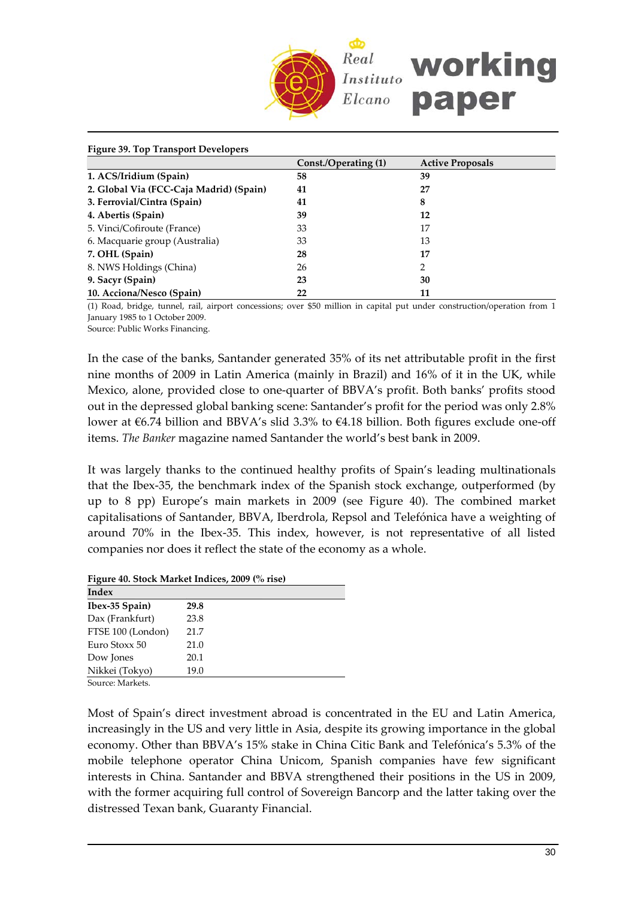**Figure 39. Top Transport Developers**

| | Const./Operating (1) | Active Proposals |
|---|---|---|
| **1. ACS/Iridium (Spain)** | **58** | **39** |
| **2. Global Via (FCC-Caja Madrid) (Spain)** | **41** | **27** |
| **3. Ferrovial/Cintra (Spain)** | **41** | **8** |
| **4. Abertis (Spain)** | **39** | **12** |
| 5. Vinci/Cofiroute (France) | 33 | 17 |
| 6. Macquarie group (Australia) | 33 | 13 |
| **7. OHL (Spain)** | **28** | **17** |
| 8. NWS Holdings (China) | 26 | 2 |
| **9. Sacyr (Spain)** | **23** | **30** |
| **10. Acciona/Nesco (Spain)** | **22** | **11** |

(1) Road, bridge, tunnel, rail, airport concessions; over $50 million in capital put under construction/operation from 1 January 1985 to 1 October 2009.
Source: Public Works Financing.

In the case of the banks, Santander generated 35% of its net attributable profit in the first nine months of 2009 in Latin America (mainly in Brazil) and 16% of it in the UK, while Mexico, alone, provided close to one-quarter of BBVA's profit. Both banks' profits stood out in the depressed global banking scene: Santander's profit for the period was only 2.8% lower at €6.74 billion and BBVA's slid 3.3% to €4.18 billion. Both figures exclude one-off items. *The Banker* magazine named Santander the world's best bank in 2009.

It was largely thanks to the continued healthy profits of Spain's leading multinationals that the Ibex-35, the benchmark index of the Spanish stock exchange, outperformed (by up to 8 pp) Europe's main markets in 2009 (see Figure 40). The combined market capitalisations of Santander, BBVA, Iberdrola, Repsol and Telefónica have a weighting of around 70% in the Ibex-35. This index, however, is not representative of all listed companies nor does it reflect the state of the economy as a whole.

**Figure 40. Stock Market Indices, 2009 (% rise)**

| Index | |
|---|---|
| **Ibex-35 Spain)** | **29.8** |
| Dax (Frankfurt) | 23.8 |
| FTSE 100 (London) | 21.7 |
| Euro Stoxx 50 | 21.0 |
| Dow Jones | 20.1 |
| Nikkei (Tokyo) | 19.0 |

Source: Markets.

Most of Spain's direct investment abroad is concentrated in the EU and Latin America, increasingly in the US and very little in Asia, despite its growing importance in the global economy. Other than BBVA's 15% stake in China Citic Bank and Telefónica's 5.3% of the mobile telephone operator China Unicom, Spanish companies have few significant interests in China. Santander and BBVA strengthened their positions in the US in 2009, with the former acquiring full control of Sovereign Bancorp and the latter taking over the distressed Texan bank, Guaranty Financial.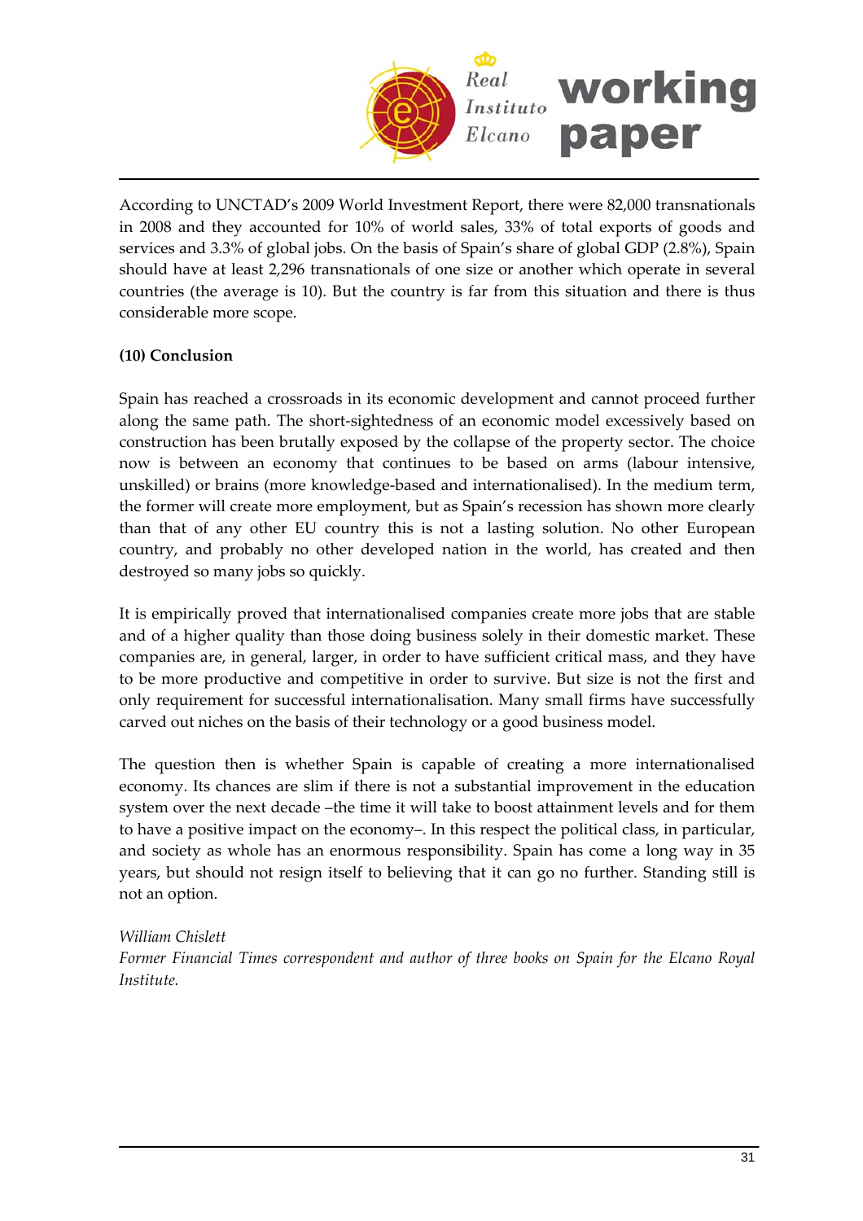According to UNCTAD's 2009 World Investment Report, there were 82,000 transnationals in 2008 and they accounted for 10% of world sales, 33% of total exports of goods and services and 3.3% of global jobs. On the basis of Spain's share of global GDP (2.8%), Spain should have at least 2,296 transnationals of one size or another which operate in several countries (the average is 10). But the country is far from this situation and there is thus considerable more scope.

**(10) Conclusion**

Spain has reached a crossroads in its economic development and cannot proceed further along the same path. The short-sightedness of an economic model excessively based on construction has been brutally exposed by the collapse of the property sector. The choice now is between an economy that continues to be based on arms (labour intensive, unskilled) or brains (more knowledge-based and internationalised). In the medium term, the former will create more employment, but as Spain's recession has shown more clearly than that of any other EU country this is not a lasting solution. No other European country, and probably no other developed nation in the world, has created and then destroyed so many jobs so quickly.

It is empirically proved that internationalised companies create more jobs that are stable and of a higher quality than those doing business solely in their domestic market. These companies are, in general, larger, in order to have sufficient critical mass, and they have to be more productive and competitive in order to survive. But size is not the first and only requirement for successful internationalisation. Many small firms have successfully carved out niches on the basis of their technology or a good business model.

The question then is whether Spain is capable of creating a more internationalised economy. Its chances are slim if there is not a substantial improvement in the education system over the next decade –the time it will take to boost attainment levels and for them to have a positive impact on the economy–. In this respect the political class, in particular, and society as whole has an enormous responsibility. Spain has come a long way in 35 years, but should not resign itself to believing that it can go no further. Standing still is not an option.

*William Chislett*
*Former Financial Times correspondent and author of three books on Spain for the Elcano Royal Institute.*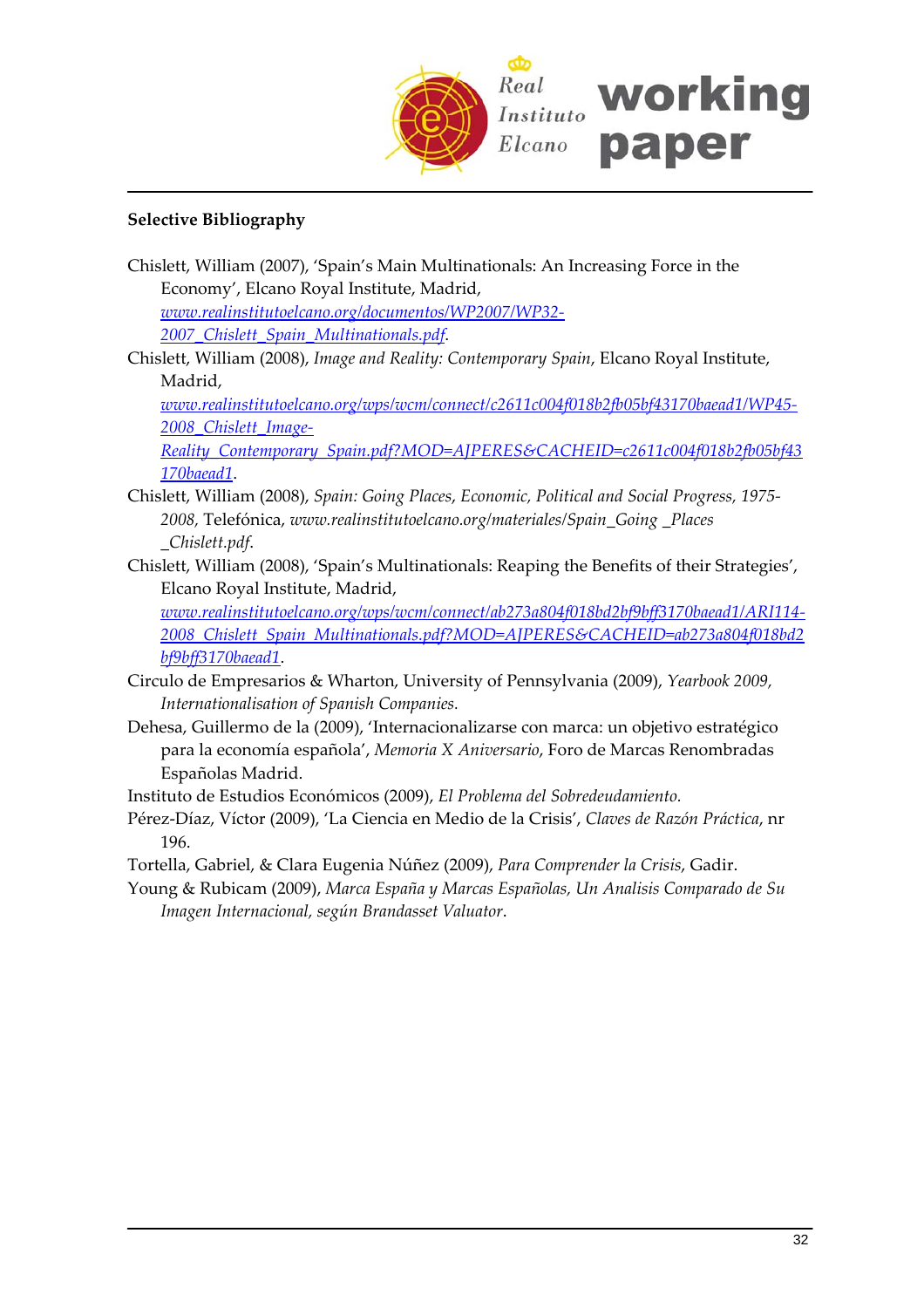**Selective Bibliography**

Chislett, William (2007), 'Spain's Main Multinationals: An Increasing Force in the Economy', Elcano Royal Institute, Madrid, www.realinstitutoelcano.org/documentos/WP2007/WP32-2007_Chislett_Spain_Multinationals.pdf.

Chislett, William (2008), *Image and Reality: Contemporary Spain*, Elcano Royal Institute, Madrid, www.realinstitutoelcano.org/wps/wcm/connect/c2611c004f018b2fb05bf43170baead1/WP45-2008_Chislett_Image-Reality_Contemporary_Spain.pdf?MOD=AJPERES&CACHEID=c2611c004f018b2fb05bf43170baead1.

Chislett, William (2008), *Spain: Going Places, Economic, Political and Social Progress, 1975-2008,* Telefónica, *www.realinstitutoelcano.org/materiales/Spain_Going _Places _Chislett.pdf.*

Chislett, William (2008), 'Spain's Multinationals: Reaping the Benefits of their Strategies', Elcano Royal Institute, Madrid, www.realinstitutoelcano.org/wps/wcm/connect/ab273a804f018bd2bf9bff3170baead1/ARI114-2008_Chislett_Spain_Multinationals.pdf?MOD=AJPERES&CACHEID=ab273a804f018bd2bf9bff3170baead1.

Circulo de Empresarios & Wharton, University of Pennsylvania (2009), *Yearbook 2009, Internationalisation of Spanish Companies.*

Dehesa, Guillermo de la (2009), 'Internacionalizarse con marca: un objetivo estratégico para la economía española', *Memoria X Aniversario*, Foro de Marcas Renombradas Españolas Madrid.

Instituto de Estudios Económicos (2009), *El Problema del Sobredeudamiento.*

Pérez-Díaz, Víctor (2009), 'La Ciencia en Medio de la Crisis', *Claves de Razón Práctica*, nr 196.

Tortella, Gabriel, & Clara Eugenia Núñez (2009), *Para Comprender la Crisis*, Gadir.

Young & Rubicam (2009), *Marca España y Marcas Españolas, Un Analisis Comparado de Su Imagen Internacional, según Brandasset Valuator*.